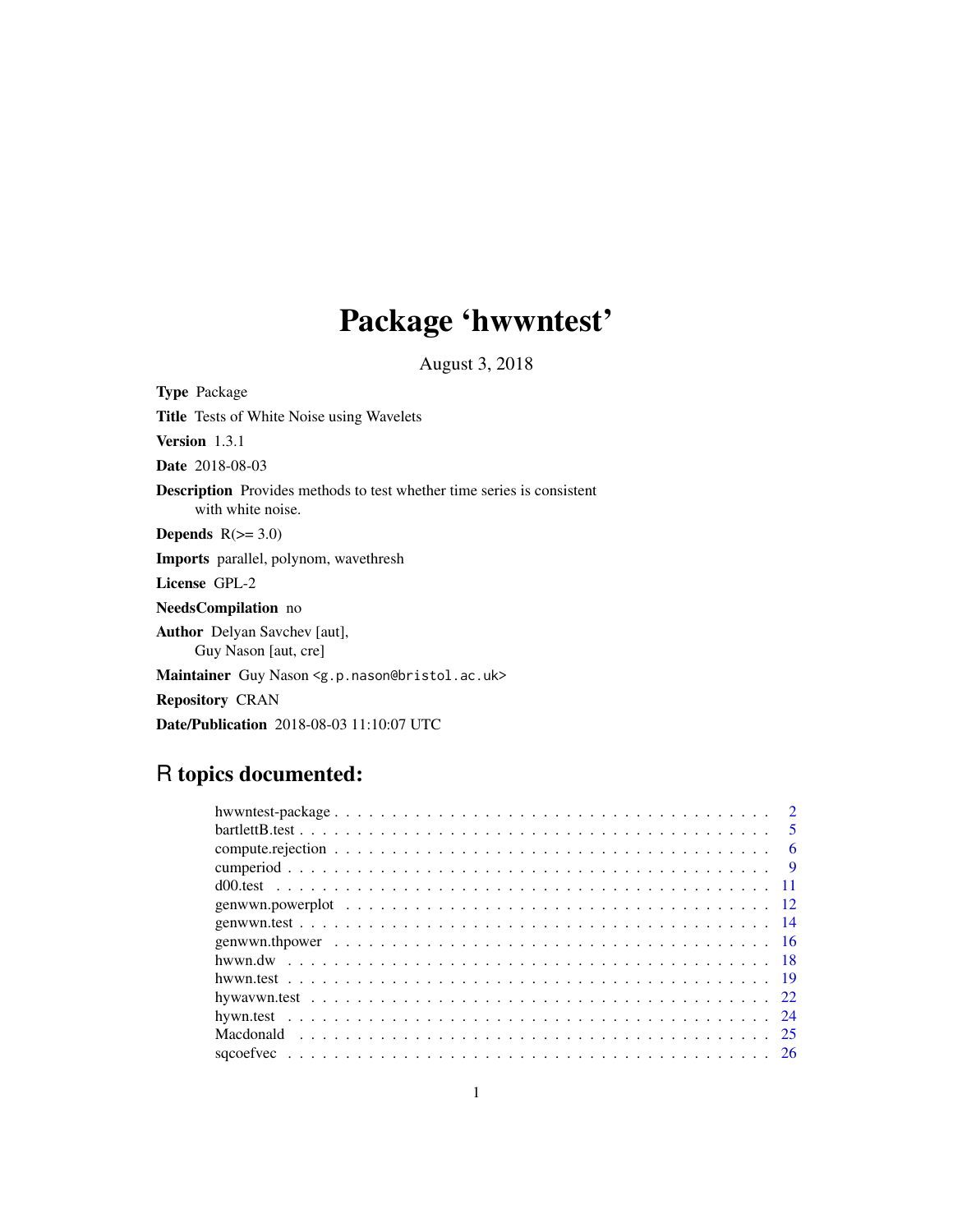# Package 'hwwntest'

August 3, 2018

**Type** Package

**Title** Tests of White Noise using Wavelets

**Version** 1.3.1

**Date** 2018-08-03

**Description** Provides methods to test whether time series is consistent with white noise.

**Depends** R(>= 3.0)

**Imports** parallel, polynom, wavethresh

**License** GPL-2

**NeedsCompilation** no

**Author** Delyan Savchev [aut], Guy Nason [aut, cre]

**Maintainer** Guy Nason <g.p.nason@bristol.ac.uk>

**Repository** CRAN

**Date/Publication** 2018-08-03 11:10:07 UTC

## R topics documented:

- hwwntest-package . . . . . . . . . . . . . . . . . . . . . . . . . . . . . . . . . . . . . . 2
- bartlettB.test . . . . . . . . . . . . . . . . . . . . . . . . . . . . . . . . . . . . . . . . 5
- compute.rejection . . . . . . . . . . . . . . . . . . . . . . . . . . . . . . . . . . . . . . 6
- cumperiod . . . . . . . . . . . . . . . . . . . . . . . . . . . . . . . . . . . . . . . . . . 9
- d00.test . . . . . . . . . . . . . . . . . . . . . . . . . . . . . . . . . . . . . . . . . . . 11
- genwwn.powerplot . . . . . . . . . . . . . . . . . . . . . . . . . . . . . . . . . . . . . . 12
- genwwn.test . . . . . . . . . . . . . . . . . . . . . . . . . . . . . . . . . . . . . . . . . 14
- genwwn.thpower . . . . . . . . . . . . . . . . . . . . . . . . . . . . . . . . . . . . . . . 16
- hwwn.dw . . . . . . . . . . . . . . . . . . . . . . . . . . . . . . . . . . . . . . . . . . . 18
- hwwn.test . . . . . . . . . . . . . . . . . . . . . . . . . . . . . . . . . . . . . . . . . . 19
- hywavwn.test . . . . . . . . . . . . . . . . . . . . . . . . . . . . . . . . . . . . . . . . 22
- hywn.test . . . . . . . . . . . . . . . . . . . . . . . . . . . . . . . . . . . . . . . . . . 24
- Macdonald . . . . . . . . . . . . . . . . . . . . . . . . . . . . . . . . . . . . . . . . . . 25
- sqcoefvec . . . . . . . . . . . . . . . . . . . . . . . . . . . . . . . . . . . . . . . . . . 26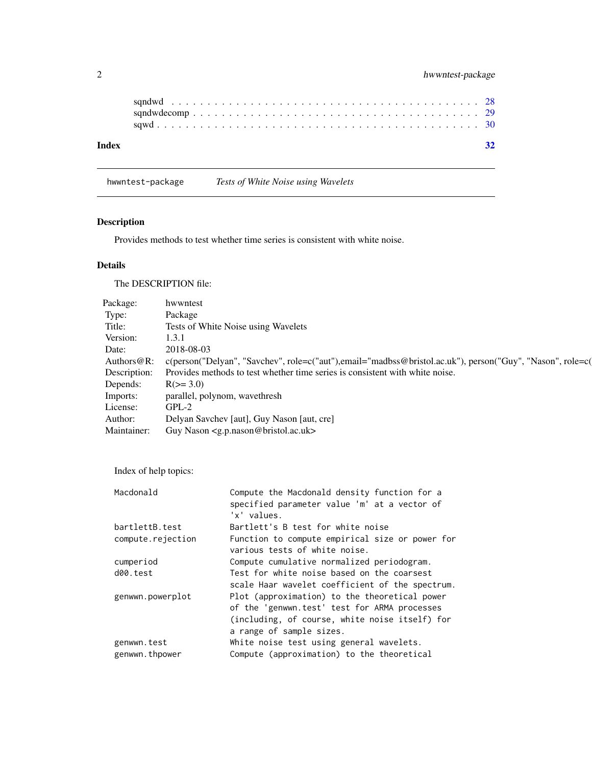sqndwd . . . . . . . . . . . . . . . . . . . . . . . . . . . . . . . . . . . . . . . . . 28
sqndwdecomp . . . . . . . . . . . . . . . . . . . . . . . . . . . . . . . . . . . . . . 29
sqwd . . . . . . . . . . . . . . . . . . . . . . . . . . . . . . . . . . . . . . . . . . 30

**Index** **32**

---

hwwntest-package *Tests of White Noise using Wavelets*

---

## Description

Provides methods to test whether time series is consistent with white noise.

## Details

The DESCRIPTION file:

| | |
|---|---|
| Package: | hwwntest |
| Type: | Package |
| Title: | Tests of White Noise using Wavelets |
| Version: | 1.3.1 |
| Date: | 2018-08-03 |
| Authors@R: | c(person("Delyan", "Savchev", role=c("aut"),email="madbss@bristol.ac.uk"), person("Guy", "Nason", role=c( |
| Description: | Provides methods to test whether time series is consistent with white noise. |
| Depends: | R(>= 3.0) |
| Imports: | parallel, polynom, wavethresh |
| License: | GPL-2 |
| Author: | Delyan Savchev [aut], Guy Nason [aut, cre] |
| Maintainer: | Guy Nason <g.p.nason@bristol.ac.uk> |

Index of help topics:

```
Macdonald               Compute the Macdonald density function for a
                        specified parameter value 'm' at a vector of
                        'x' values.
bartlettB.test          Bartlett's B test for white noise
compute.rejection       Function to compute empirical size or power for
                        various tests of white noise.
cumperiod               Compute cumulative normalized periodogram.
d00.test                Test for white noise based on the coarsest
                        scale Haar wavelet coefficient of the spectrum.
genwwn.powerplot        Plot (approximation) to the theoretical power
                        of the 'genwwn.test' test for ARMA processes
                        (including, of course, white noise itself) for
                        a range of sample sizes.
genwwn.test             White noise test using general wavelets.
genwwn.thpower          Compute (approximation) to the theoretical
```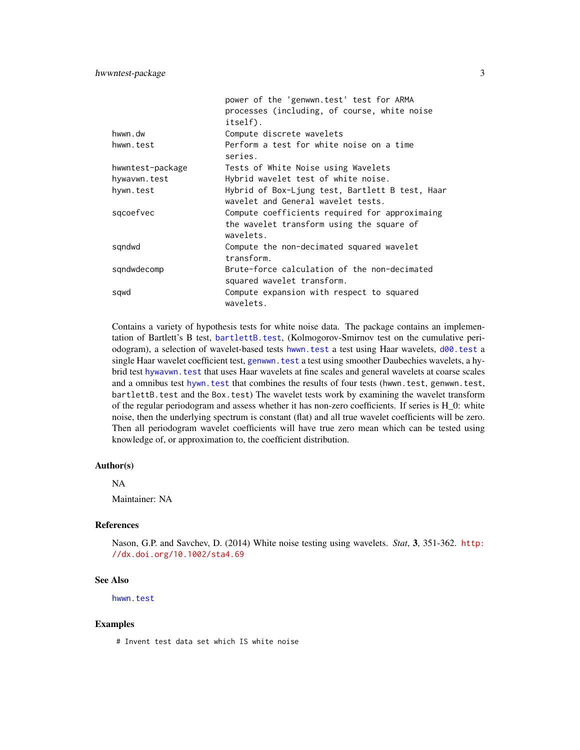| | |
|---|---|
| | power of the 'genwwn.test' test for ARMA processes (including, of course, white noise itself). |
| hwwn.dw | Compute discrete wavelets |
| hwwn.test | Perform a test for white noise on a time series. |
| hwwntest-package | Tests of White Noise using Wavelets |
| hywavwn.test | Hybrid wavelet test of white noise. |
| hywn.test | Hybrid of Box-Ljung test, Bartlett B test, Haar wavelet and General wavelet tests. |
| sqcoefvec | Compute coefficients required for approximaing the wavelet transform using the square of wavelets. |
| sqndwd | Compute the non-decimated squared wavelet transform. |
| sqndwdecomp | Brute-force calculation of the non-decimated squared wavelet transform. |
| sqwd | Compute expansion with respect to squared wavelets. |

Contains a variety of hypothesis tests for white noise data. The package contains an implementation of Bartlett's B test, `bartlettB.test`, (Kolmogorov-Smirnov test on the cumulative periodogram), a selection of wavelet-based tests `hwwn.test` a test using Haar wavelets, `d00.test` a single Haar wavelet coefficient test, `genwwn.test` a test using smoother Daubechies wavelets, a hybrid test `hywavwn.test` that uses Haar wavelets at fine scales and general wavelets at coarse scales and a omnibus test `hywn.test` that combines the results of four tests (`hwwn.test`, `genwwn.test`, `bartlettB.test` and the `Box.test`) The wavelet tests work by examining the wavelet transform of the regular periodogram and assess whether it has non-zero coefficients. If series is H_0: white noise, then the underlying spectrum is constant (flat) and all true wavelet coefficients will be zero. Then all periodogram wavelet coefficients will have true zero mean which can be tested using knowledge of, or approximation to, the coefficient distribution.

## Author(s)

NA

Maintainer: NA

## References

Nason, G.P. and Savchev, D. (2014) White noise testing using wavelets. *Stat*, **3**, 351-362. http://dx.doi.org/10.1002/sta4.69

## See Also

`hwwn.test`

## Examples

```
# Invent test data set which IS white noise
```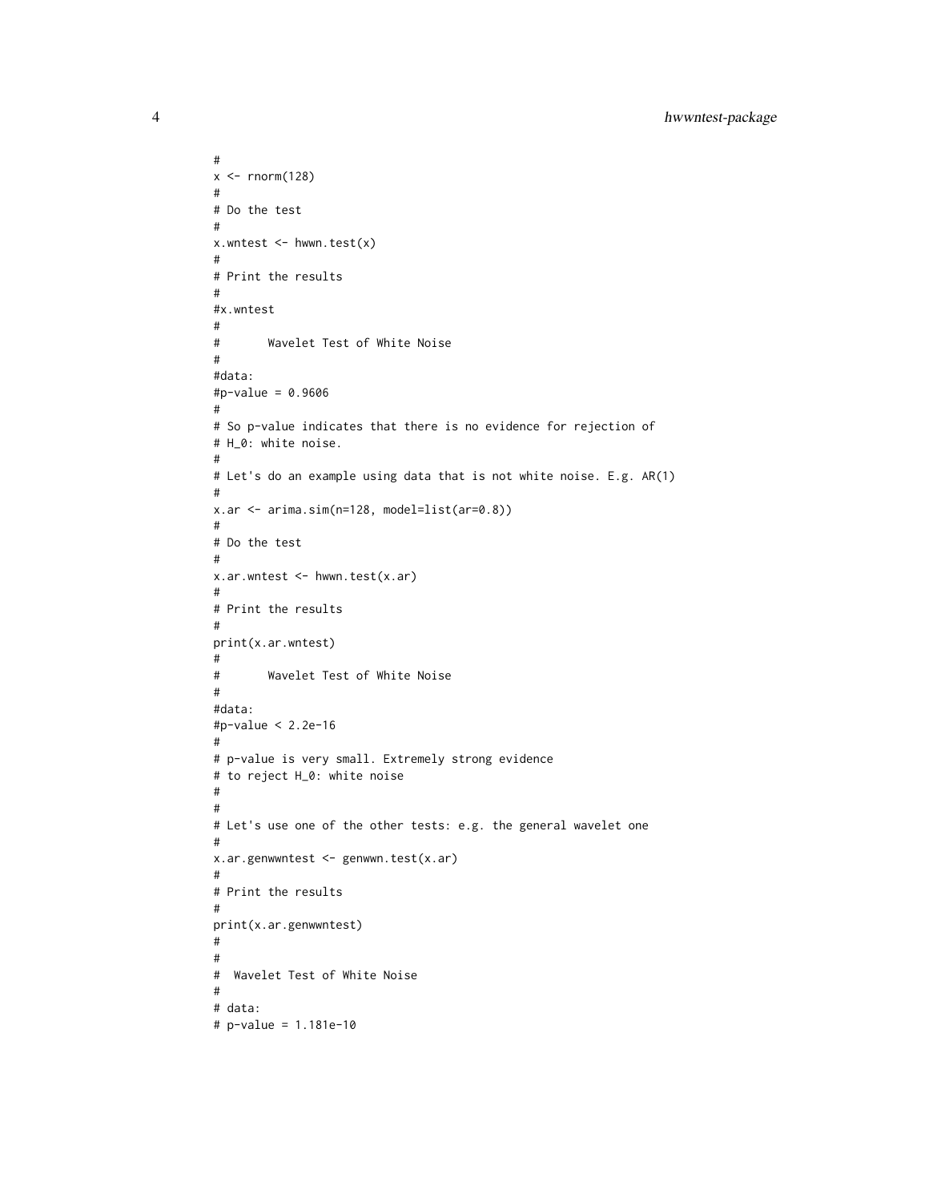```
#
x <- rnorm(128)
#
# Do the test
#
x.wntest <- hwwn.test(x)
#
# Print the results
#
#x.wntest
#
#       Wavelet Test of White Noise
#
#data:
#p-value = 0.9606
#
# So p-value indicates that there is no evidence for rejection of
# H_0: white noise.
#
# Let's do an example using data that is not white noise. E.g. AR(1)
#
x.ar <- arima.sim(n=128, model=list(ar=0.8))
#
# Do the test
#
x.ar.wntest <- hwwn.test(x.ar)
#
# Print the results
#
print(x.ar.wntest)
#
#       Wavelet Test of White Noise
#
#data:
#p-value < 2.2e-16
#
# p-value is very small. Extremely strong evidence
# to reject H_0: white noise
#
#
# Let's use one of the other tests: e.g. the general wavelet one
#
x.ar.genwwntest <- genwwn.test(x.ar)
#
# Print the results
#
print(x.ar.genwwntest)
#
#
#  Wavelet Test of White Noise
#
# data:
# p-value = 1.181e-10
```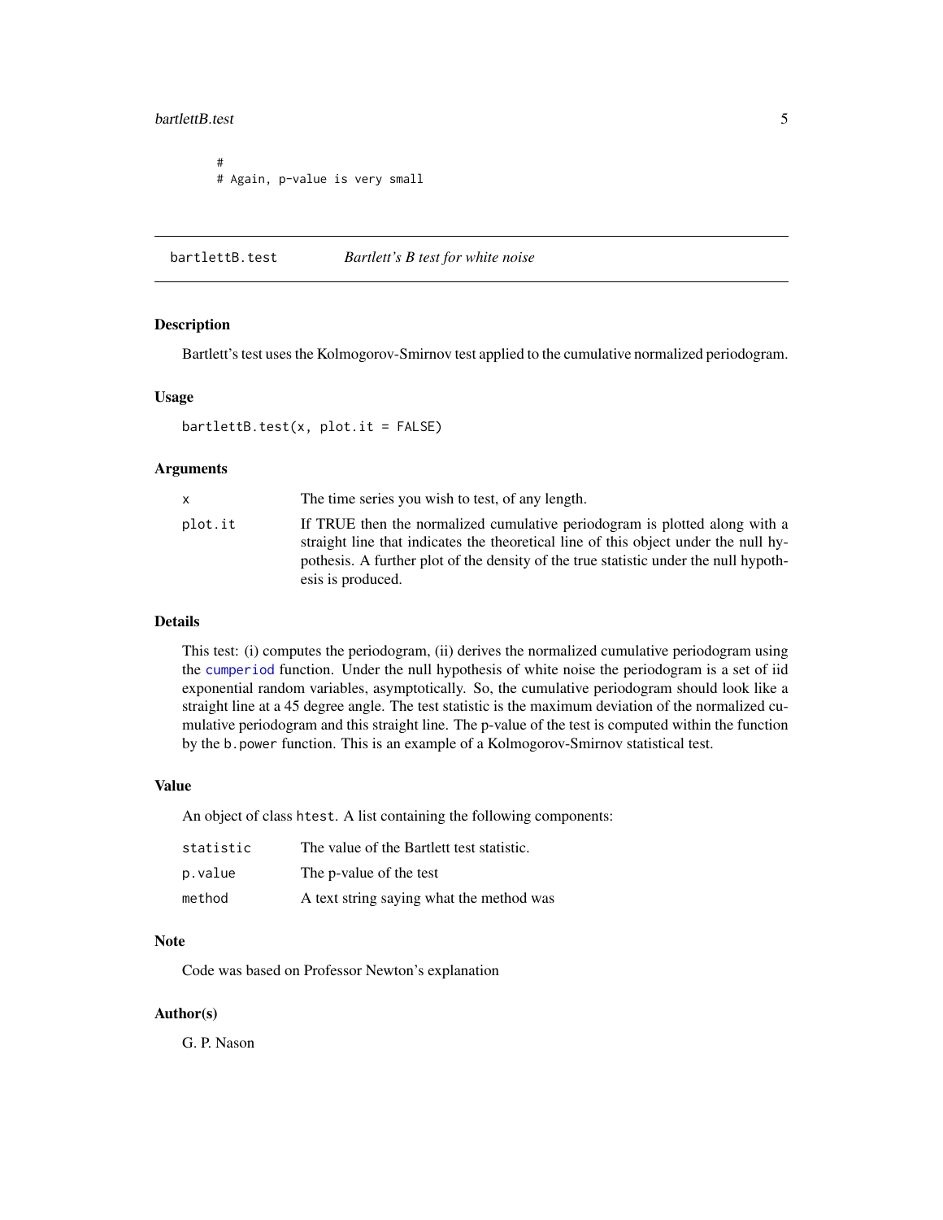```
#
# Again, p-value is very small
```

## bartlettB.test *Bartlett's B test for white noise*

### Description

Bartlett's test uses the Kolmogorov-Smirnov test applied to the cumulative normalized periodogram.

### Usage

```
bartlettB.test(x, plot.it = FALSE)
```

### Arguments

| | |
|---|---|
| x | The time series you wish to test, of any length. |
| plot.it | If TRUE then the normalized cumulative periodogram is plotted along with a straight line that indicates the theoretical line of this object under the null hypothesis. A further plot of the density of the true statistic under the null hypothesis is produced. |

### Details

This test: (i) computes the periodogram, (ii) derives the normalized cumulative periodogram using the cumperiod function. Under the null hypothesis of white noise the periodogram is a set of iid exponential random variables, asymptotically. So, the cumulative periodogram should look like a straight line at a 45 degree angle. The test statistic is the maximum deviation of the normalized cumulative periodogram and this straight line. The p-value of the test is computed within the function by the b.power function. This is an example of a Kolmogorov-Smirnov statistical test.

### Value

An object of class htest. A list containing the following components:

| | |
|---|---|
| statistic | The value of the Bartlett test statistic. |
| p.value | The p-value of the test |
| method | A text string saying what the method was |

### Note

Code was based on Professor Newton's explanation

### Author(s)

G. P. Nason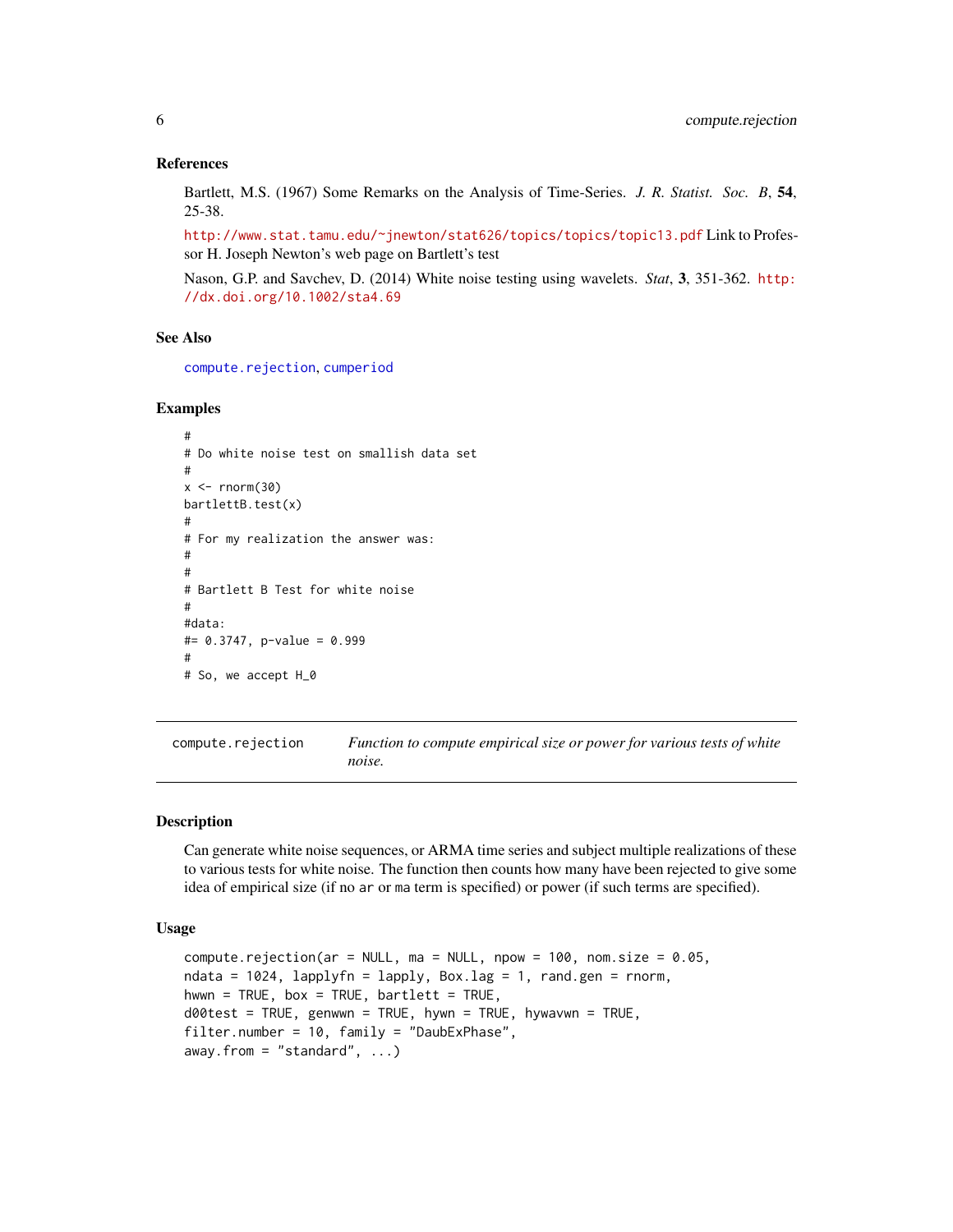### References

Bartlett, M.S. (1967) Some Remarks on the Analysis of Time-Series. *J. R. Statist. Soc. B*, **54**, 25-38.

http://www.stat.tamu.edu/~jnewton/stat626/topics/topics/topic13.pdf Link to Professor H. Joseph Newton's web page on Bartlett's test

Nason, G.P. and Savchev, D. (2014) White noise testing using wavelets. *Stat*, **3**, 351-362. http://dx.doi.org/10.1002/sta4.69

### See Also

compute.rejection, cumperiod

### Examples

```
#
# Do white noise test on smallish data set
#
x <- rnorm(30)
bartlettB.test(x)
#
# For my realization the answer was:
#
#
# Bartlett B Test for white noise
#
#data:
#= 0.3747, p-value = 0.999
#
# So, we accept H_0
```

---

## compute.rejection — *Function to compute empirical size or power for various tests of white noise.*

### Description

Can generate white noise sequences, or ARMA time series and subject multiple realizations of these to various tests for white noise. The function then counts how many have been rejected to give some idea of empirical size (if no ar or ma term is specified) or power (if such terms are specified).

### Usage

```
compute.rejection(ar = NULL, ma = NULL, npow = 100, nom.size = 0.05,
ndata = 1024, lapplyfn = lapply, Box.lag = 1, rand.gen = rnorm,
hwwn = TRUE, box = TRUE, bartlett = TRUE,
d00test = TRUE, genwwn = TRUE, hywn = TRUE, hywavwn = TRUE,
filter.number = 10, family = "DaubExPhase",
away.from = "standard", ...)
```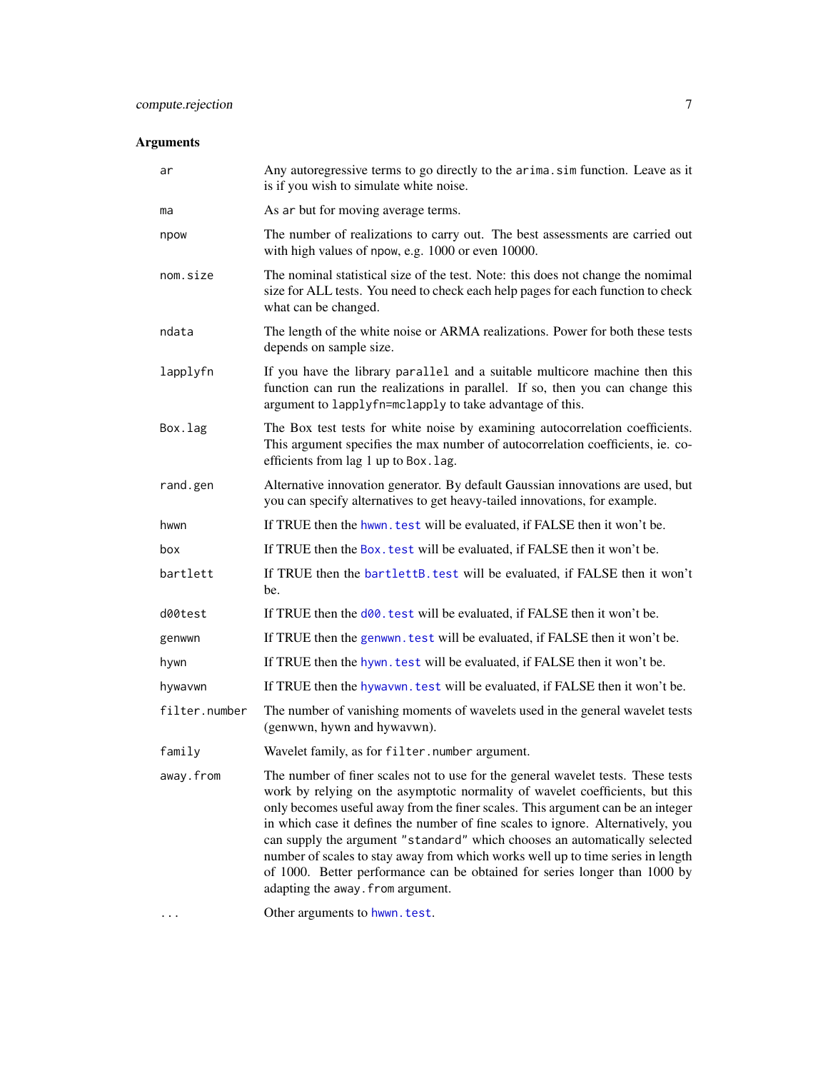## Arguments

| | |
|---|---|
| `ar` | Any autoregressive terms to go directly to the `arima.sim` function. Leave as it is if you wish to simulate white noise. |
| `ma` | As `ar` but for moving average terms. |
| `npow` | The number of realizations to carry out. The best assessments are carried out with high values of npow, e.g. 1000 or even 10000. |
| `nom.size` | The nominal statistical size of the test. Note: this does not change the nomimal size for ALL tests. You need to check each help pages for each function to check what can be changed. |
| `ndata` | The length of the white noise or ARMA realizations. Power for both these tests depends on sample size. |
| `lapplyfn` | If you have the library `parallel` and a suitable multicore machine then this function can run the realizations in parallel. If so, then you can change this argument to `lapplyfn=mclapply` to take advantage of this. |
| `Box.lag` | The Box test tests for white noise by examining autocorrelation coefficients. This argument specifies the max number of autocorrelation coefficients, ie. coefficients from lag 1 up to `Box.lag`. |
| `rand.gen` | Alternative innovation generator. By default Gaussian innovations are used, but you can specify alternatives to get heavy-tailed innovations, for example. |
| `hwwn` | If TRUE then the `hwwn.test` will be evaluated, if FALSE then it won't be. |
| `box` | If TRUE then the `Box.test` will be evaluated, if FALSE then it won't be. |
| `bartlett` | If TRUE then the `bartlettB.test` will be evaluated, if FALSE then it won't be. |
| `d00test` | If TRUE then the `d00.test` will be evaluated, if FALSE then it won't be. |
| `genwwn` | If TRUE then the `genwwn.test` will be evaluated, if FALSE then it won't be. |
| `hywn` | If TRUE then the `hywn.test` will be evaluated, if FALSE then it won't be. |
| `hywavwn` | If TRUE then the `hywavwn.test` will be evaluated, if FALSE then it won't be. |
| `filter.number` | The number of vanishing moments of wavelets used in the general wavelet tests (genwwn, hywn and hywavwn). |
| `family` | Wavelet family, as for `filter.number` argument. |
| `away.from` | The number of finer scales not to use for the general wavelet tests. These tests work by relying on the asymptotic normality of wavelet coefficients, but this only becomes useful away from the finer scales. This argument can be an integer in which case it defines the number of fine scales to ignore. Alternatively, you can supply the argument `"standard"` which chooses an automatically selected number of scales to stay away from which works well up to time series in length of 1000. Better performance can be obtained for series longer than 1000 by adapting the `away.from` argument. |
| `...` | Other arguments to `hwwn.test`. |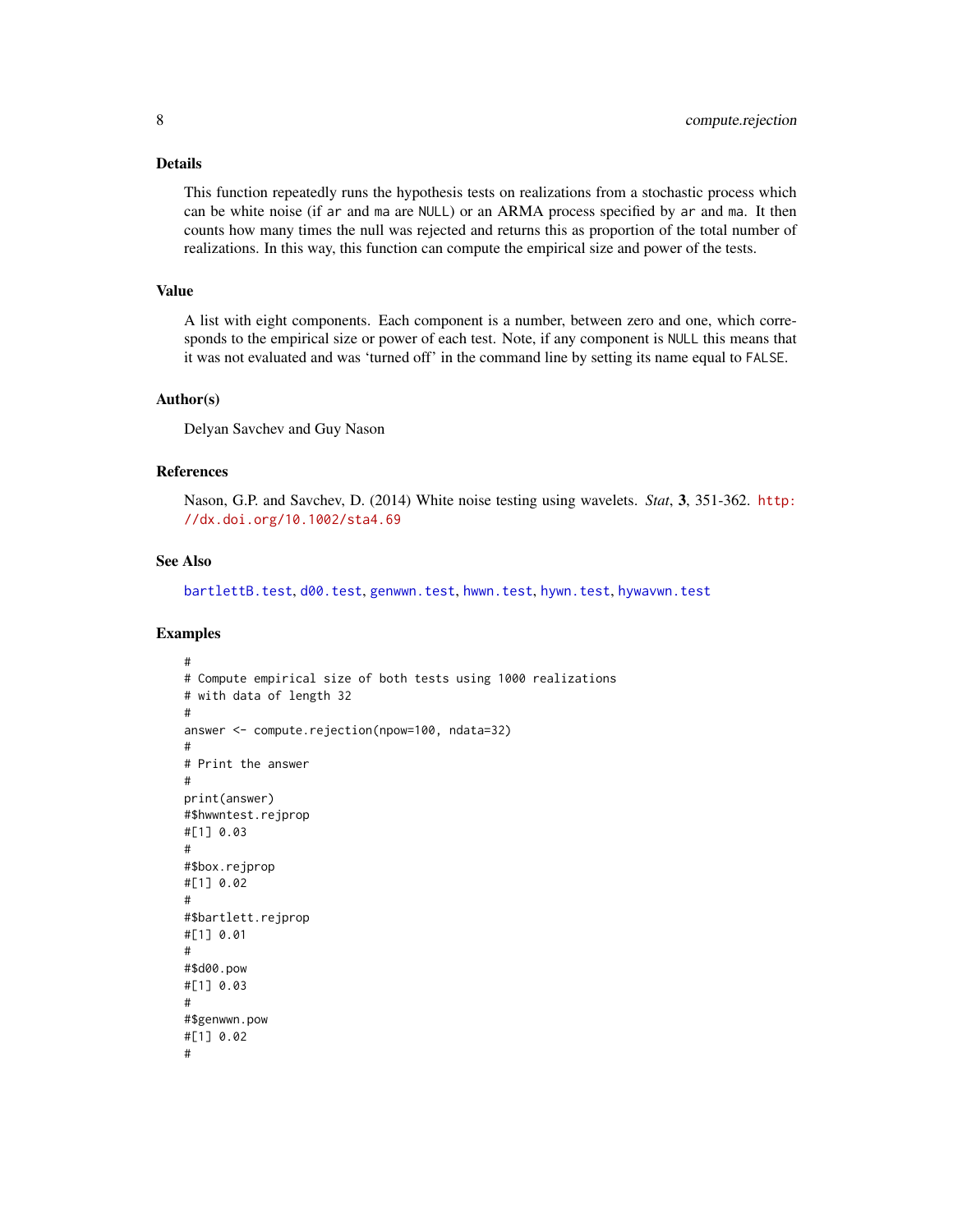## Details

This function repeatedly runs the hypothesis tests on realizations from a stochastic process which can be white noise (if `ar` and `ma` are `NULL`) or an ARMA process specified by `ar` and `ma`. It then counts how many times the null was rejected and returns this as proportion of the total number of realizations. In this way, this function can compute the empirical size and power of the tests.

## Value

A list with eight components. Each component is a number, between zero and one, which corresponds to the empirical size or power of each test. Note, if any component is `NULL` this means that it was not evaluated and was 'turned off' in the command line by setting its name equal to `FALSE`.

## Author(s)

Delyan Savchev and Guy Nason

## References

Nason, G.P. and Savchev, D. (2014) White noise testing using wavelets. *Stat*, **3**, 351-362. http://dx.doi.org/10.1002/sta4.69

## See Also

`bartlettB.test`, `d00.test`, `genwwn.test`, `hwwn.test`, `hywn.test`, `hywavwn.test`

## Examples

```
#
# Compute empirical size of both tests using 1000 realizations
# with data of length 32
#
answer <- compute.rejection(npow=100, ndata=32)
#
# Print the answer
#
print(answer)
#$hwwntest.rejprop
#[1] 0.03
#
#$box.rejprop
#[1] 0.02
#
#$bartlett.rejprop
#[1] 0.01
#
#$d00.pow
#[1] 0.03
#
#$genwwn.pow
#[1] 0.02
#
```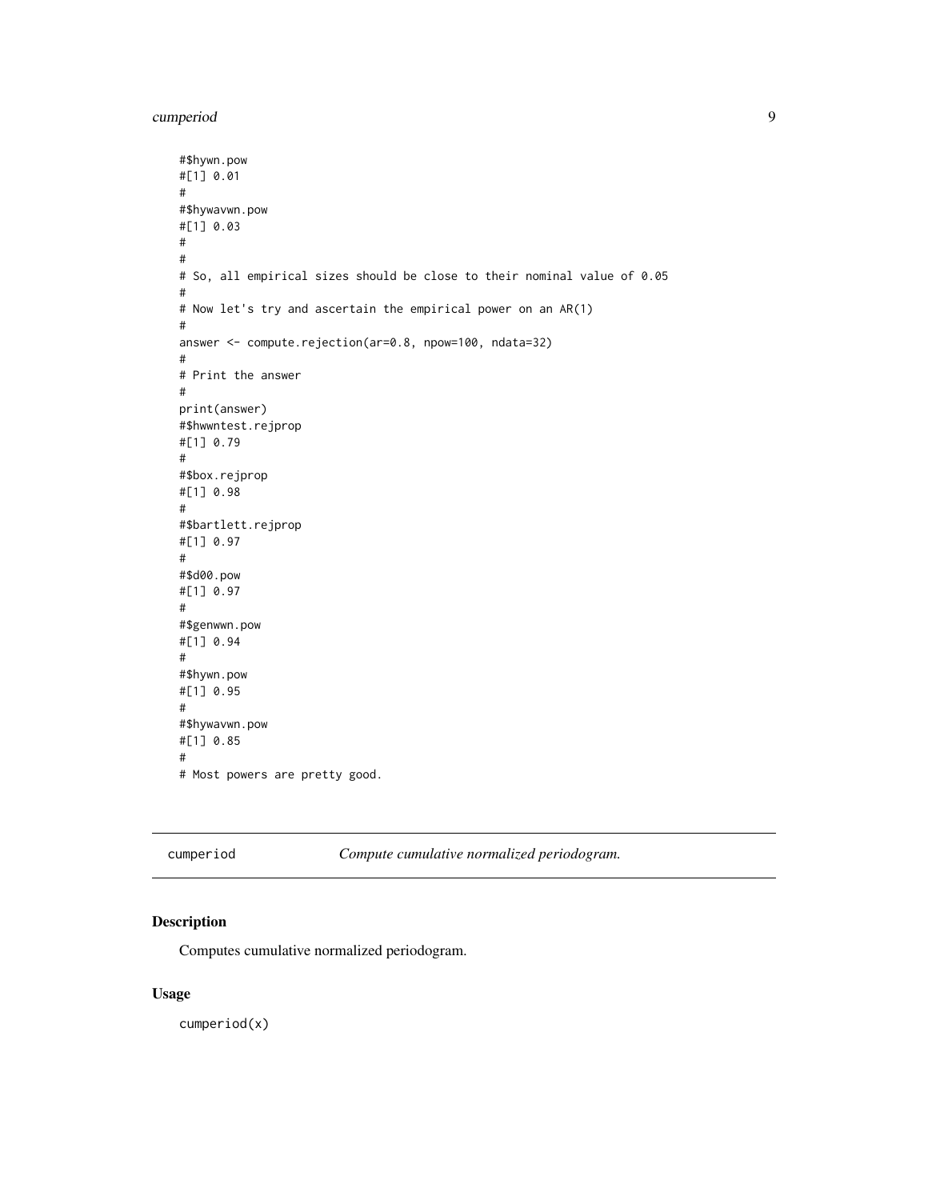```
#$hywn.pow
#[1] 0.01
#
#$hywavwn.pow
#[1] 0.03
#
#
# So, all empirical sizes should be close to their nominal value of 0.05
#
# Now let's try and ascertain the empirical power on an AR(1)
#
answer <- compute.rejection(ar=0.8, npow=100, ndata=32)
#
# Print the answer
#
print(answer)
#$hwwntest.rejprop
#[1] 0.79
#
#$box.rejprop
#[1] 0.98
#
#$bartlett.rejprop
#[1] 0.97
#
#$d00.pow
#[1] 0.97
#
#$genwwn.pow
#[1] 0.94
#
#$hywn.pow
#[1] 0.95
#
#$hywavwn.pow
#[1] 0.85
#
# Most powers are pretty good.
```

---

## cumperiod &nbsp;&nbsp;&nbsp;&nbsp; *Compute cumulative normalized periodogram.*

---

### Description

Computes cumulative normalized periodogram.

### Usage

```
cumperiod(x)
```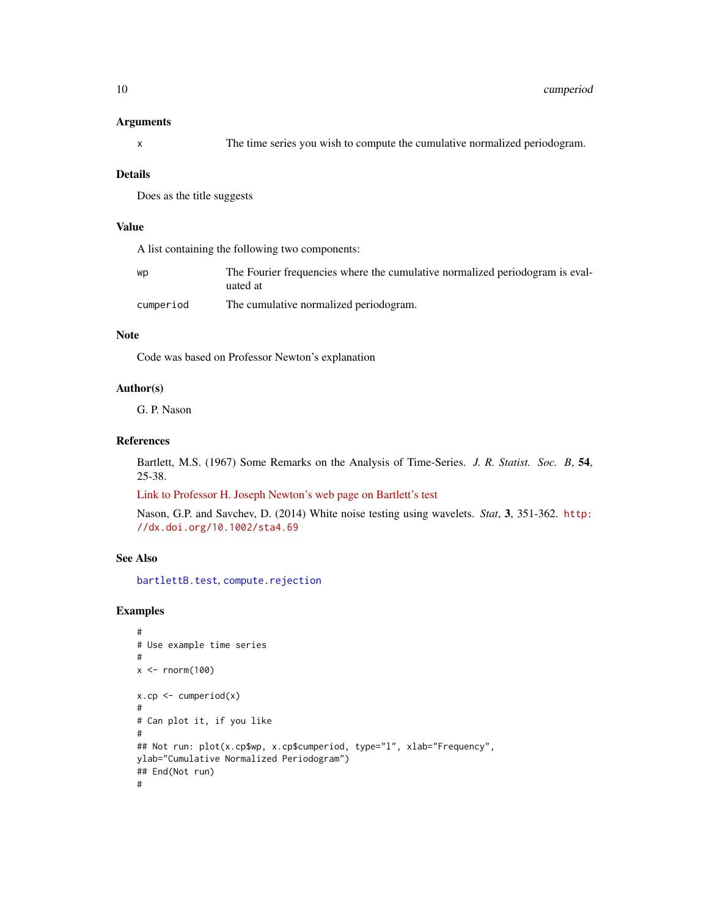## Arguments

| | |
|---|---|
| `x` | The time series you wish to compute the cumulative normalized periodogram. |

## Details

Does as the title suggests

## Value

A list containing the following two components:

| | |
|---|---|
| `wp` | The Fourier frequencies where the cumulative normalized periodogram is evaluated at |
| `cumperiod` | The cumulative normalized periodogram. |

## Note

Code was based on Professor Newton's explanation

## Author(s)

G. P. Nason

## References

Bartlett, M.S. (1967) Some Remarks on the Analysis of Time-Series. *J. R. Statist. Soc. B*, **54**, 25-38.

Link to Professor H. Joseph Newton's web page on Bartlett's test

Nason, G.P. and Savchev, D. (2014) White noise testing using wavelets. *Stat*, **3**, 351-362. http://dx.doi.org/10.1002/sta4.69

## See Also

bartlettB.test, compute.rejection

## Examples

```
#
# Use example time series
#
x <- rnorm(100)

x.cp <- cumperiod(x)
#
# Can plot it, if you like
#
## Not run: plot(x.cp$wp, x.cp$cumperiod, type="l", xlab="Frequency",
ylab="Cumulative Normalized Periodogram")
## End(Not run)
#
```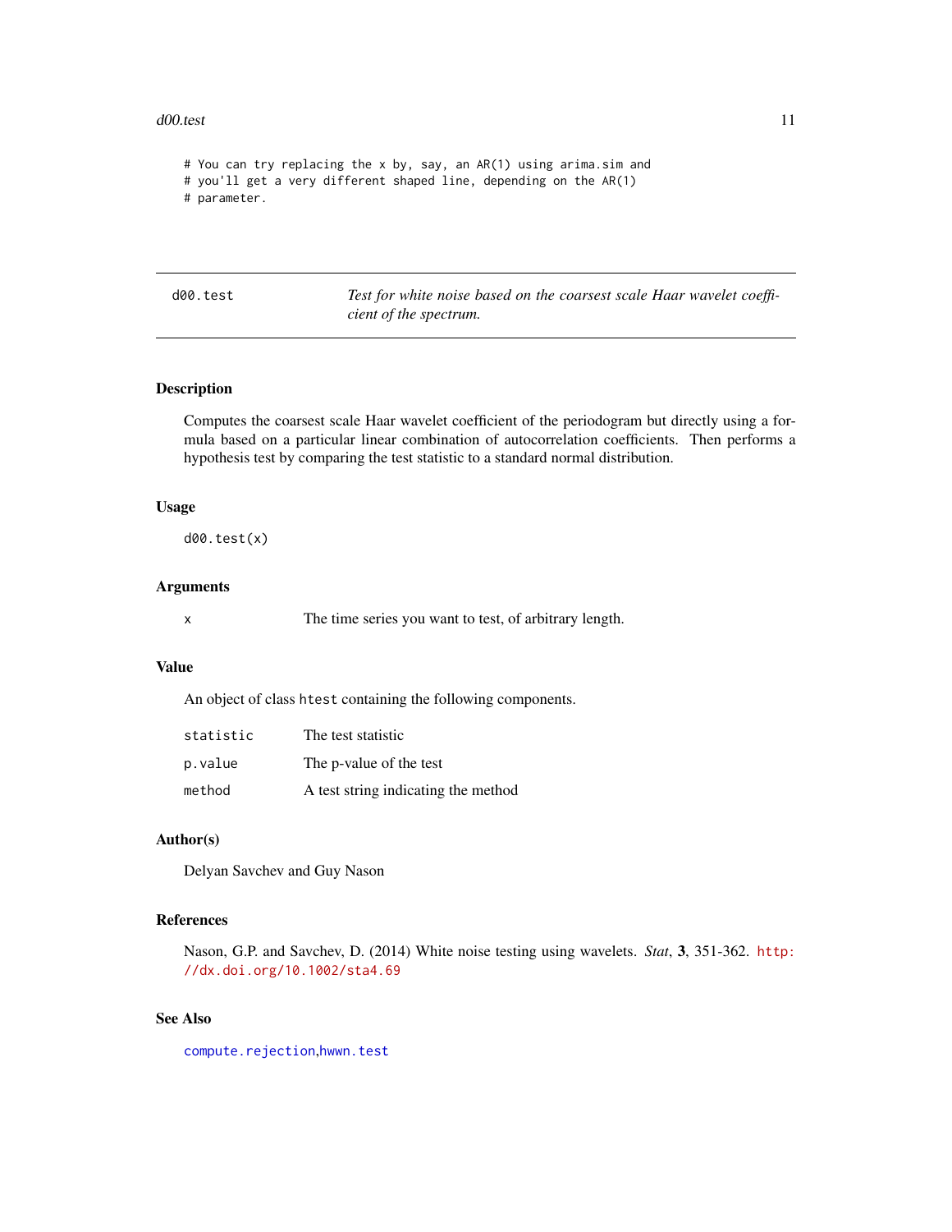```
# You can try replacing the x by, say, an AR(1) using arima.sim and
# you'll get a very different shaped line, depending on the AR(1)
# parameter.
```

---

## d00.test — *Test for white noise based on the coarsest scale Haar wavelet coefficient of the spectrum.*

---

### Description

Computes the coarsest scale Haar wavelet coefficient of the periodogram but directly using a formula based on a particular linear combination of autocorrelation coefficients. Then performs a hypothesis test by comparing the test statistic to a standard normal distribution.

### Usage

```
d00.test(x)
```

### Arguments

| | |
|---|---|
| `x` | The time series you want to test, of arbitrary length. |

### Value

An object of class `htest` containing the following components.

| | |
|---|---|
| `statistic` | The test statistic |
| `p.value` | The p-value of the test |
| `method` | A test string indicating the method |

### Author(s)

Delyan Savchev and Guy Nason

### References

Nason, G.P. and Savchev, D. (2014) White noise testing using wavelets. *Stat*, **3**, 351-362. http://dx.doi.org/10.1002/sta4.69

### See Also

`compute.rejection`, `hwwn.test`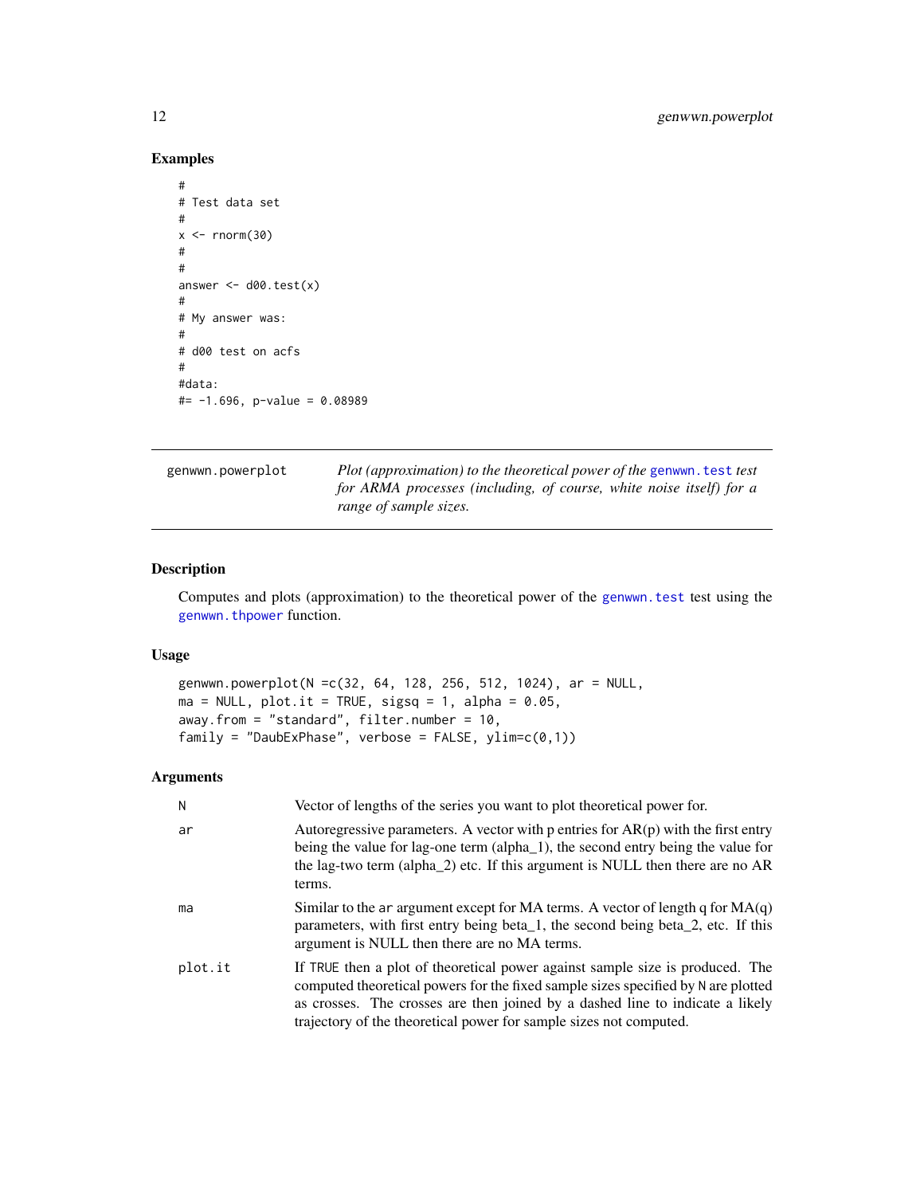## Examples

```
#
# Test data set
#
x <- rnorm(30)
#
#
answer <- d00.test(x)
#
# My answer was:
#
# d00 test on acfs
#
#data:
#= -1.696, p-value = 0.08989
```

---

`genwwn.powerplot` *Plot (approximation) to the theoretical power of the* `genwwn.test` *test for ARMA processes (including, of course, white noise itself) for a range of sample sizes.*

---

## Description

Computes and plots (approximation) to the theoretical power of the `genwwn.test` test using the `genwwn.thpower` function.

## Usage

```
genwwn.powerplot(N =c(32, 64, 128, 256, 512, 1024), ar = NULL,
ma = NULL, plot.it = TRUE, sigsq = 1, alpha = 0.05,
away.from = "standard", filter.number = 10,
family = "DaubExPhase", verbose = FALSE, ylim=c(0,1))
```

## Arguments

| | |
|---|---|
| `N` | Vector of lengths of the series you want to plot theoretical power for. |
| `ar` | Autoregressive parameters. A vector with p entries for AR(p) with the first entry being the value for lag-one term (alpha_1), the second entry being the value for the lag-two term (alpha_2) etc. If this argument is NULL then there are no AR terms. |
| `ma` | Similar to the `ar` argument except for MA terms. A vector of length q for MA(q) parameters, with first entry being beta_1, the second being beta_2, etc. If this argument is NULL then there are no MA terms. |
| `plot.it` | If `TRUE` then a plot of theoretical power against sample size is produced. The computed theoretical powers for the fixed sample sizes specified by `N` are plotted as crosses. The crosses are then joined by a dashed line to indicate a likely trajectory of the theoretical power for sample sizes not computed. |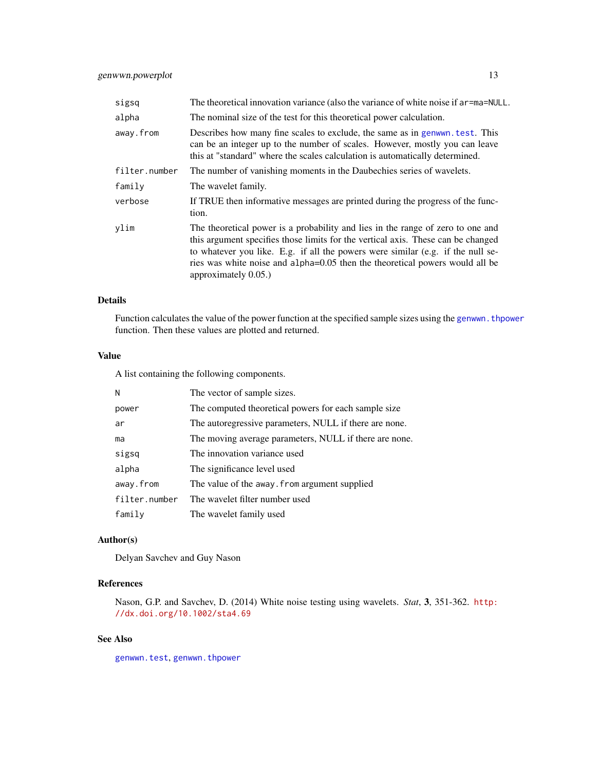| | |
|---|---|
| `sigsq` | The theoretical innovation variance (also the variance of white noise if `ar=ma=NULL`. |
| `alpha` | The nominal size of the test for this theoretical power calculation. |
| `away.from` | Describes how many fine scales to exclude, the same as in `genwwn.test`. This can be an integer up to the number of scales. However, mostly you can leave this at "standard" where the scales calculation is automatically determined. |
| `filter.number` | The number of vanishing moments in the Daubechies series of wavelets. |
| `family` | The wavelet family. |
| `verbose` | If TRUE then informative messages are printed during the progress of the function. |
| `ylim` | The theoretical power is a probability and lies in the range of zero to one and this argument specifies those limits for the vertical axis. These can be changed to whatever you like. E.g. if all the powers were similar (e.g. if the null series was white noise and `alpha=0.05` then the theoretical powers would all be approximately 0.05.) |

### Details

Function calculates the value of the power function at the specified sample sizes using the `genwwn.thpower` function. Then these values are plotted and returned.

### Value

A list containing the following components.

| | |
|---|---|
| `N` | The vector of sample sizes. |
| `power` | The computed theoretical powers for each sample size |
| `ar` | The autoregressive parameters, NULL if there are none. |
| `ma` | The moving average parameters, NULL if there are none. |
| `sigsq` | The innovation variance used |
| `alpha` | The significance level used |
| `away.from` | The value of the `away.from` argument supplied |
| `filter.number` | The wavelet filter number used |
| `family` | The wavelet family used |

### Author(s)

Delyan Savchev and Guy Nason

### References

Nason, G.P. and Savchev, D. (2014) White noise testing using wavelets. *Stat*, **3**, 351-362. http://dx.doi.org/10.1002/sta4.69

### See Also

`genwwn.test`, `genwwn.thpower`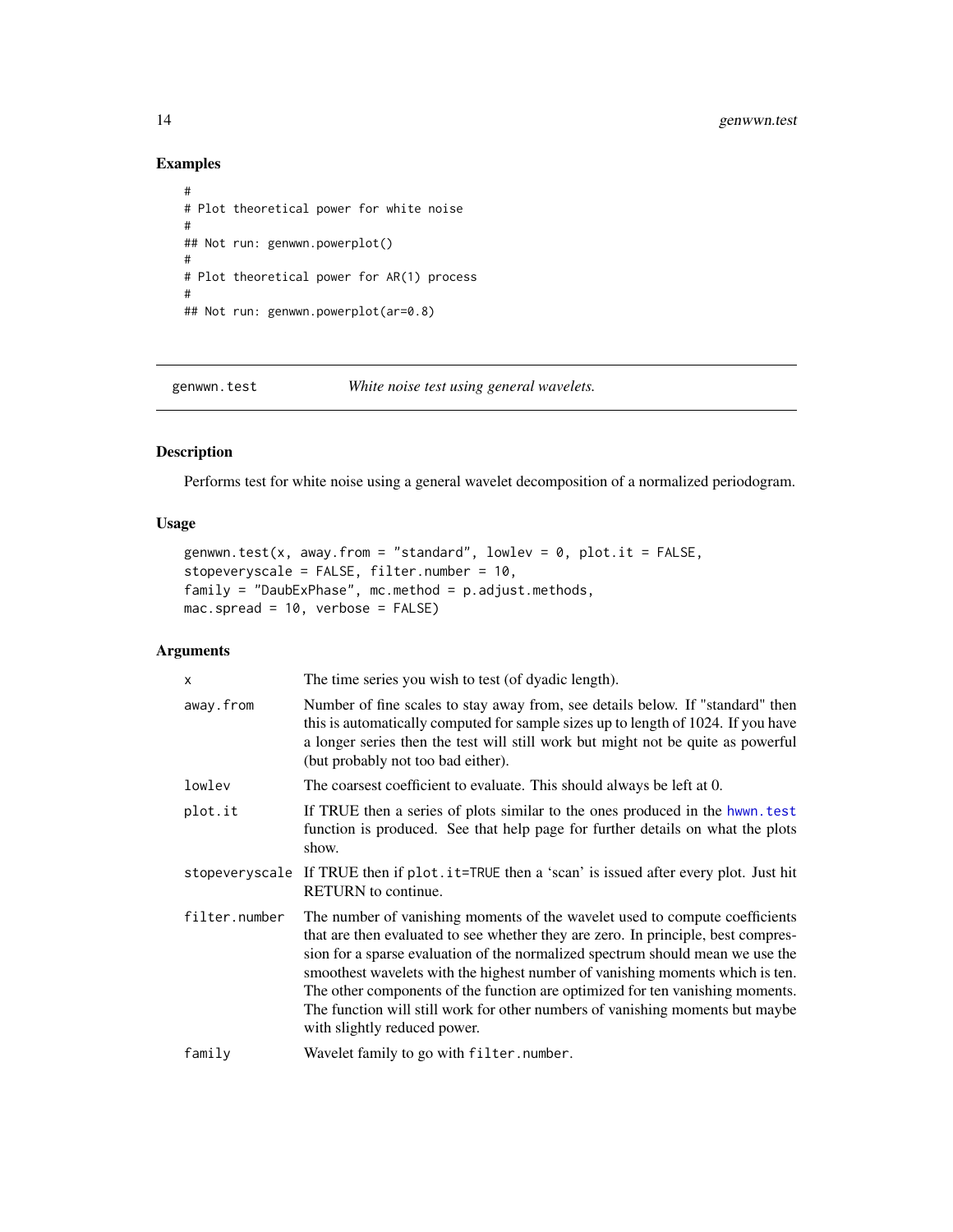## Examples

```
#
# Plot theoretical power for white noise
#
## Not run: genwwn.powerplot()
#
# Plot theoretical power for AR(1) process
#
## Not run: genwwn.powerplot(ar=0.8)
```

---

genwwn.test *White noise test using general wavelets.*

---

### Description

Performs test for white noise using a general wavelet decomposition of a normalized periodogram.

### Usage

```
genwwn.test(x, away.from = "standard", lowlev = 0, plot.it = FALSE,
stopeveryscale = FALSE, filter.number = 10,
family = "DaubExPhase", mc.method = p.adjust.methods,
mac.spread = 10, verbose = FALSE)
```

### Arguments

| | |
|---|---|
| `x` | The time series you wish to test (of dyadic length). |
| `away.from` | Number of fine scales to stay away from, see details below. If "standard" then this is automatically computed for sample sizes up to length of 1024. If you have a longer series then the test will still work but might not be quite as powerful (but probably not too bad either). |
| `lowlev` | The coarsest coefficient to evaluate. This should always be left at 0. |
| `plot.it` | If TRUE then a series of plots similar to the ones produced in the `hwwn.test` function is produced. See that help page for further details on what the plots show. |
| `stopeveryscale` | If TRUE then if `plot.it=TRUE` then a 'scan' is issued after every plot. Just hit RETURN to continue. |
| `filter.number` | The number of vanishing moments of the wavelet used to compute coefficients that are then evaluated to see whether they are zero. In principle, best compression for a sparse evaluation of the normalized spectrum should mean we use the smoothest wavelets with the highest number of vanishing moments which is ten. The other components of the function are optimized for ten vanishing moments. The function will still work for other numbers of vanishing moments but maybe with slightly reduced power. |
| `family` | Wavelet family to go with `filter.number`. |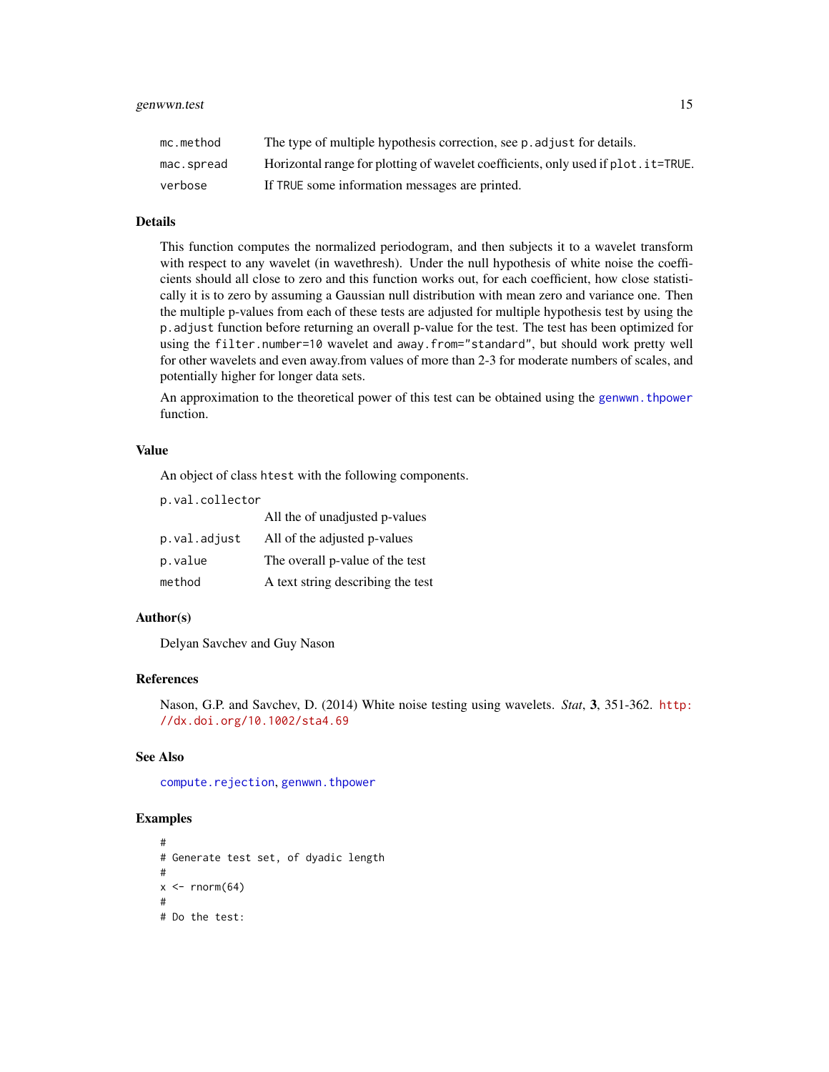| | |
|---|---|
| mc.method | The type of multiple hypothesis correction, see `p.adjust` for details. |
| mac.spread | Horizontal range for plotting of wavelet coefficients, only used if `plot.it=TRUE`. |
| verbose | If `TRUE` some information messages are printed. |

### Details

This function computes the normalized periodogram, and then subjects it to a wavelet transform with respect to any wavelet (in wavethresh). Under the null hypothesis of white noise the coefficients should all close to zero and this function works out, for each coefficient, how close statistically it is to zero by assuming a Gaussian null distribution with mean zero and variance one. Then the multiple p-values from each of these tests are adjusted for multiple hypothesis test by using the `p.adjust` function before returning an overall p-value for the test. The test has been optimized for using the `filter.number=10` wavelet and `away.from="standard"`, but should work pretty well for other wavelets and even away.from values of more than 2-3 for moderate numbers of scales, and potentially higher for longer data sets.

An approximation to the theoretical power of this test can be obtained using the `genwwn.thpower` function.

### Value

An object of class `htest` with the following components.

| | |
|---|---|
| p.val.collector | All the of unadjusted p-values |
| p.val.adjust | All of the adjusted p-values |
| p.value | The overall p-value of the test |
| method | A text string describing the test |

### Author(s)

Delyan Savchev and Guy Nason

### References

Nason, G.P. and Savchev, D. (2014) White noise testing using wavelets. *Stat*, **3**, 351-362. http://dx.doi.org/10.1002/sta4.69

### See Also

`compute.rejection`, `genwwn.thpower`

### Examples

```
#
# Generate test set, of dyadic length
#
x <- rnorm(64)
#
# Do the test:
```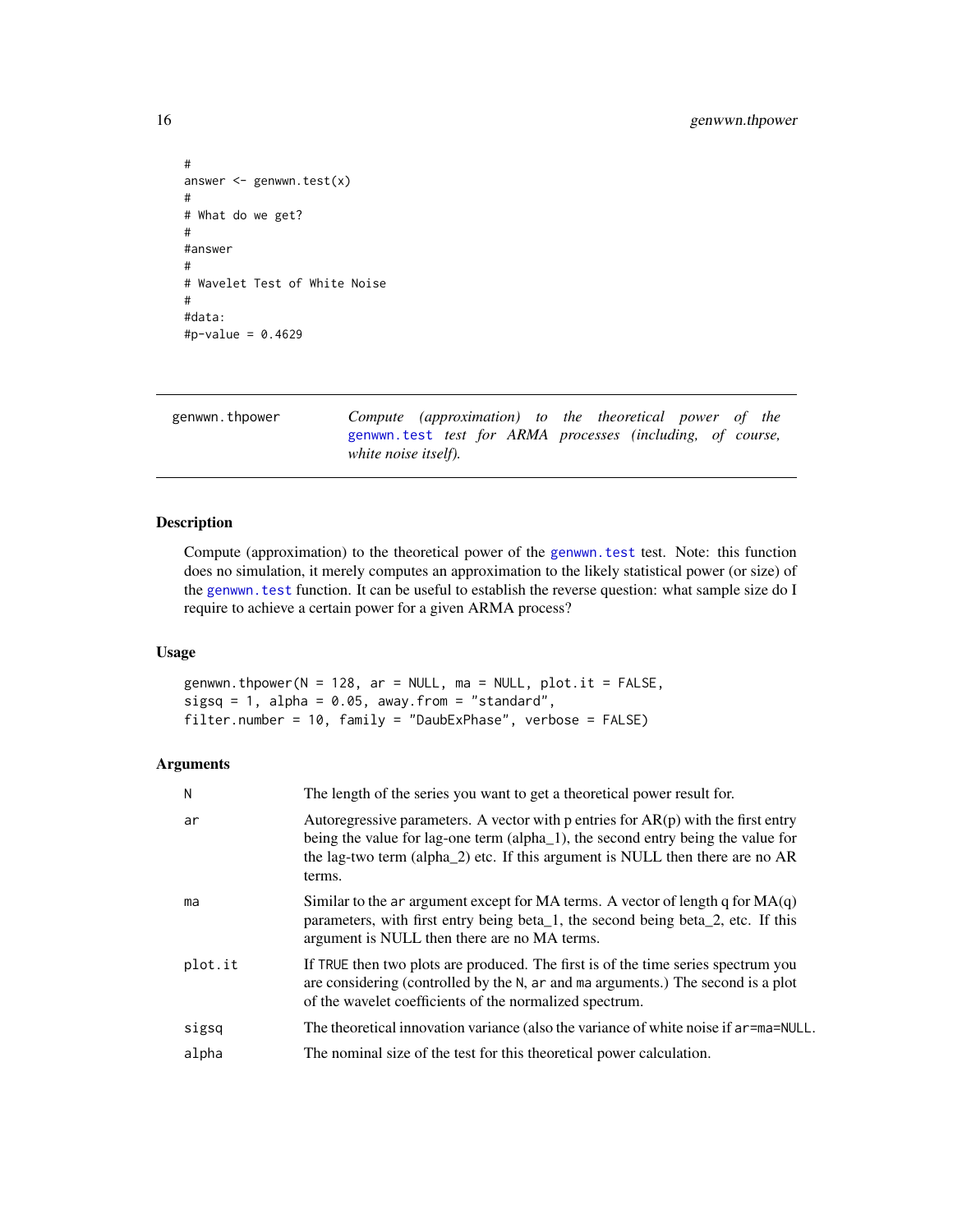```
#
answer <- genwwn.test(x)
#
# What do we get?
#
#answer
#
# Wavelet Test of White Noise
#
#data:
#p-value = 0.4629
```

---

genwwn.thpower — *Compute (approximation) to the theoretical power of the* genwwn.test *test for ARMA processes (including, of course, white noise itself).*

---

### Description

Compute (approximation) to the theoretical power of the genwwn.test test. Note: this function does no simulation, it merely computes an approximation to the likely statistical power (or size) of the genwwn.test function. It can be useful to establish the reverse question: what sample size do I require to achieve a certain power for a given ARMA process?

### Usage

```
genwwn.thpower(N = 128, ar = NULL, ma = NULL, plot.it = FALSE,
sigsq = 1, alpha = 0.05, away.from = "standard",
filter.number = 10, family = "DaubExPhase", verbose = FALSE)
```

### Arguments

| | |
|---|---|
| N | The length of the series you want to get a theoretical power result for. |
| ar | Autoregressive parameters. A vector with p entries for AR(p) with the first entry being the value for lag-one term (alpha_1), the second entry being the value for the lag-two term (alpha_2) etc. If this argument is NULL then there are no AR terms. |
| ma | Similar to the ar argument except for MA terms. A vector of length q for MA(q) parameters, with first entry being beta_1, the second being beta_2, etc. If this argument is NULL then there are no MA terms. |
| plot.it | If TRUE then two plots are produced. The first is of the time series spectrum you are considering (controlled by the N, ar and ma arguments.) The second is a plot of the wavelet coefficients of the normalized spectrum. |
| sigsq | The theoretical innovation variance (also the variance of white noise if ar=ma=NULL. |
| alpha | The nominal size of the test for this theoretical power calculation. |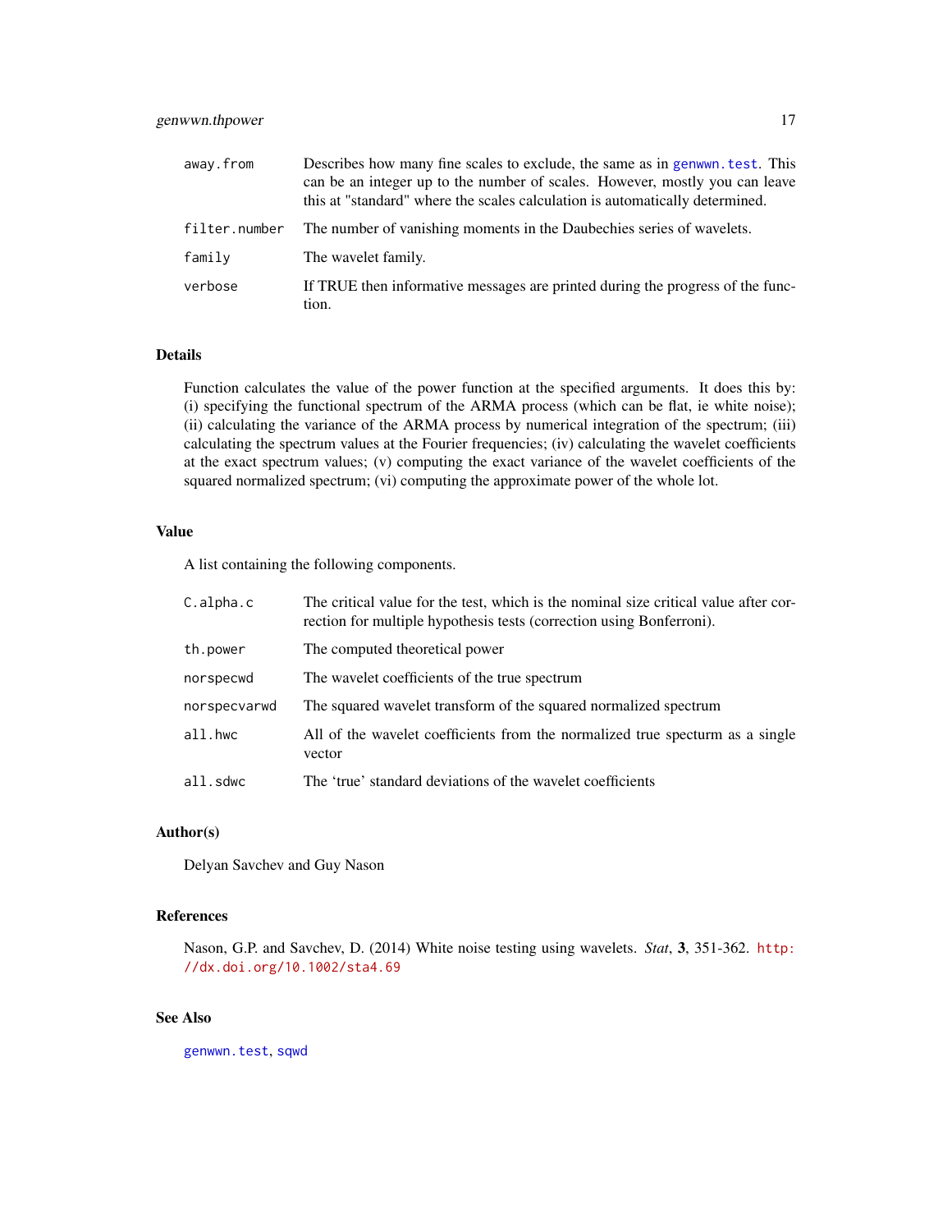| | |
|---|---|
| away.from | Describes how many fine scales to exclude, the same as in genwwn.test. This can be an integer up to the number of scales. However, mostly you can leave this at "standard" where the scales calculation is automatically determined. |
| filter.number | The number of vanishing moments in the Daubechies series of wavelets. |
| family | The wavelet family. |
| verbose | If TRUE then informative messages are printed during the progress of the function. |

## Details

Function calculates the value of the power function at the specified arguments. It does this by: (i) specifying the functional spectrum of the ARMA process (which can be flat, ie white noise); (ii) calculating the variance of the ARMA process by numerical integration of the spectrum; (iii) calculating the spectrum values at the Fourier frequencies; (iv) calculating the wavelet coefficients at the exact spectrum values; (v) computing the exact variance of the wavelet coefficients of the squared normalized spectrum; (vi) computing the approximate power of the whole lot.

## Value

A list containing the following components.

| | |
|---|---|
| C.alpha.c | The critical value for the test, which is the nominal size critical value after correction for multiple hypothesis tests (correction using Bonferroni). |
| th.power | The computed theoretical power |
| norspecwd | The wavelet coefficients of the true spectrum |
| norspecvarwd | The squared wavelet transform of the squared normalized spectrum |
| all.hwc | All of the wavelet coefficients from the normalized true specturm as a single vector |
| all.sdwc | The 'true' standard deviations of the wavelet coefficients |

## Author(s)

Delyan Savchev and Guy Nason

## References

Nason, G.P. and Savchev, D. (2014) White noise testing using wavelets. *Stat*, **3**, 351-362. http://dx.doi.org/10.1002/sta4.69

## See Also

genwwn.test, sqwd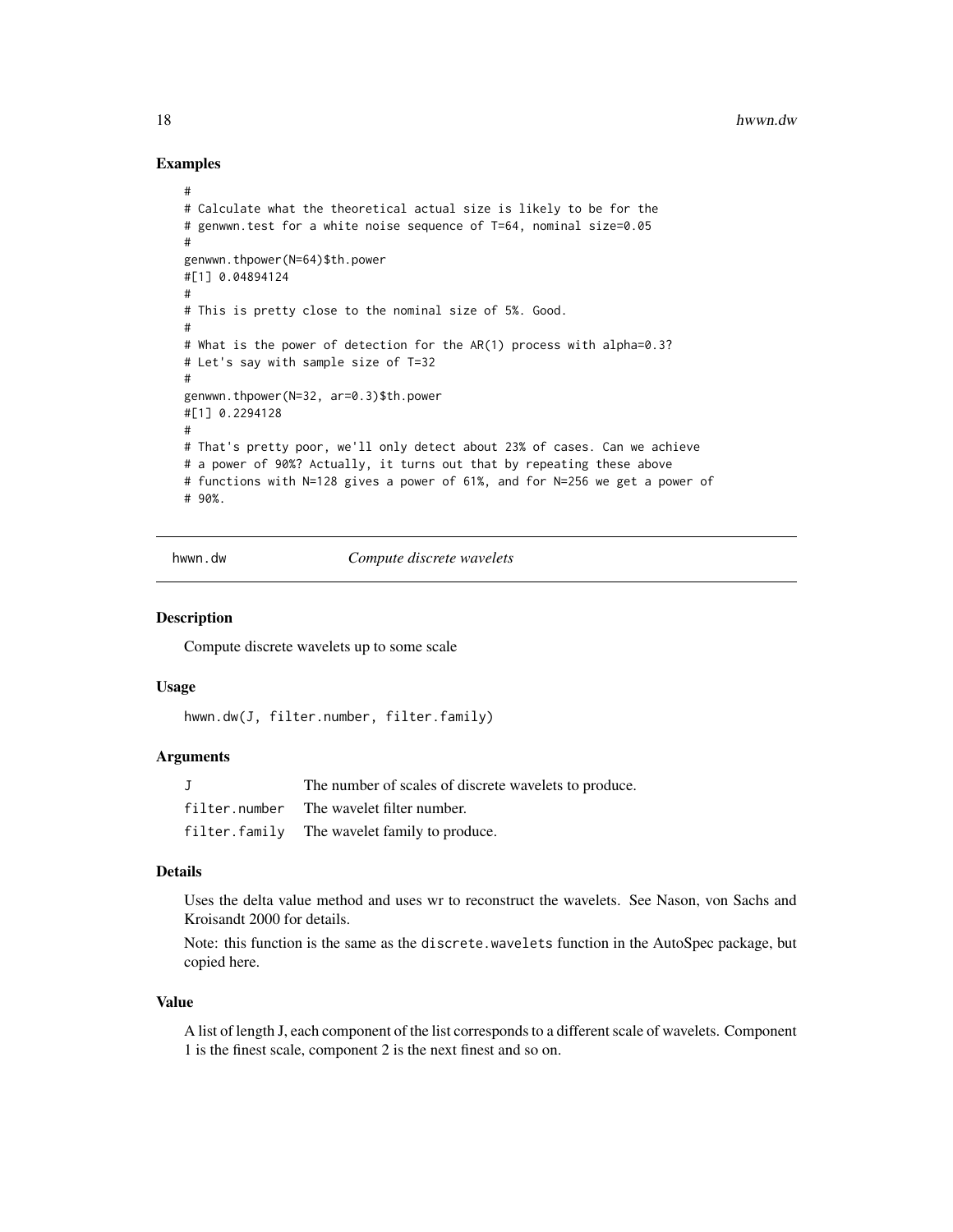## Examples

```
#
# Calculate what the theoretical actual size is likely to be for the
# genwwn.test for a white noise sequence of T=64, nominal size=0.05
#
genwwn.thpower(N=64)$th.power
#[1] 0.04894124
#
# This is pretty close to the nominal size of 5%. Good.
#
# What is the power of detection for the AR(1) process with alpha=0.3?
# Let's say with sample size of T=32
#
genwwn.thpower(N=32, ar=0.3)$th.power
#[1] 0.2294128
#
# That's pretty poor, we'll only detect about 23% of cases. Can we achieve
# a power of 90%? Actually, it turns out that by repeating these above
# functions with N=128 gives a power of 61%, and for N=256 we get a power of
# 90%.
```

---

# hwwn.dw &nbsp;&nbsp;&nbsp;&nbsp; *Compute discrete wavelets*

### Description

Compute discrete wavelets up to some scale

### Usage

```
hwwn.dw(J, filter.number, filter.family)
```

### Arguments

| | |
|---|---|
| `J` | The number of scales of discrete wavelets to produce. |
| `filter.number` | The wavelet filter number. |
| `filter.family` | The wavelet family to produce. |

### Details

Uses the delta value method and uses wr to reconstruct the wavelets. See Nason, von Sachs and Kroisandt 2000 for details.

Note: this function is the same as the `discrete.wavelets` function in the AutoSpec package, but copied here.

### Value

A list of length J, each component of the list corresponds to a different scale of wavelets. Component 1 is the finest scale, component 2 is the next finest and so on.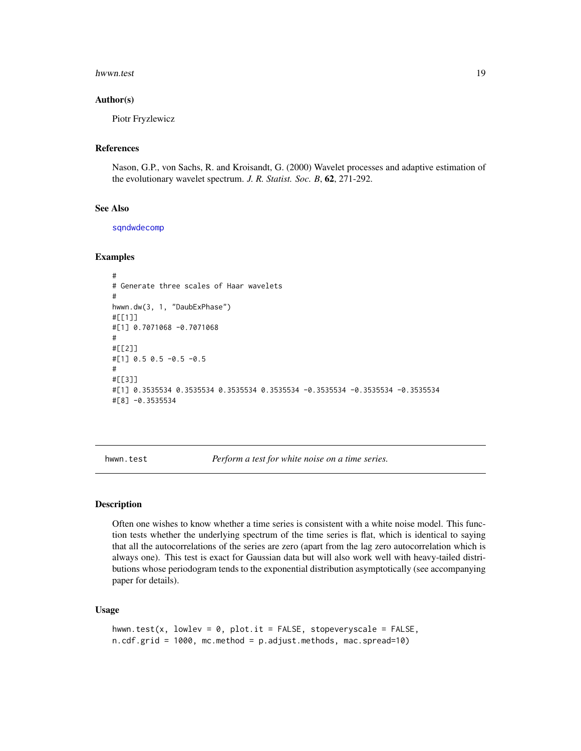### Author(s)

Piotr Fryzlewicz

### References

Nason, G.P., von Sachs, R. and Kroisandt, G. (2000) Wavelet processes and adaptive estimation of the evolutionary wavelet spectrum. *J. R. Statist. Soc. B*, **62**, 271-292.

### See Also

sqndwdecomp

### Examples

```
#
# Generate three scales of Haar wavelets
#
hwwn.dw(3, 1, "DaubExPhase")
#[[1]]
#[1] 0.7071068 -0.7071068
#
#[[2]]
#[1] 0.5 0.5 -0.5 -0.5
#
#[[3]]
#[1] 0.3535534 0.3535534 0.3535534 0.3535534 -0.3535534 -0.3535534 -0.3535534
#[8] -0.3535534
```

---

## hwwn.test — *Perform a test for white noise on a time series.*

### Description

Often one wishes to know whether a time series is consistent with a white noise model. This function tests whether the underlying spectrum of the time series is flat, which is identical to saying that all the autocorrelations of the series are zero (apart from the lag zero autocorrelation which is always one). This test is exact for Gaussian data but will also work well with heavy-tailed distributions whose periodogram tends to the exponential distribution asymptotically (see accompanying paper for details).

### Usage

```
hwwn.test(x, lowlev = 0, plot.it = FALSE, stopeveryscale = FALSE,
n.cdf.grid = 1000, mc.method = p.adjust.methods, mac.spread=10)
```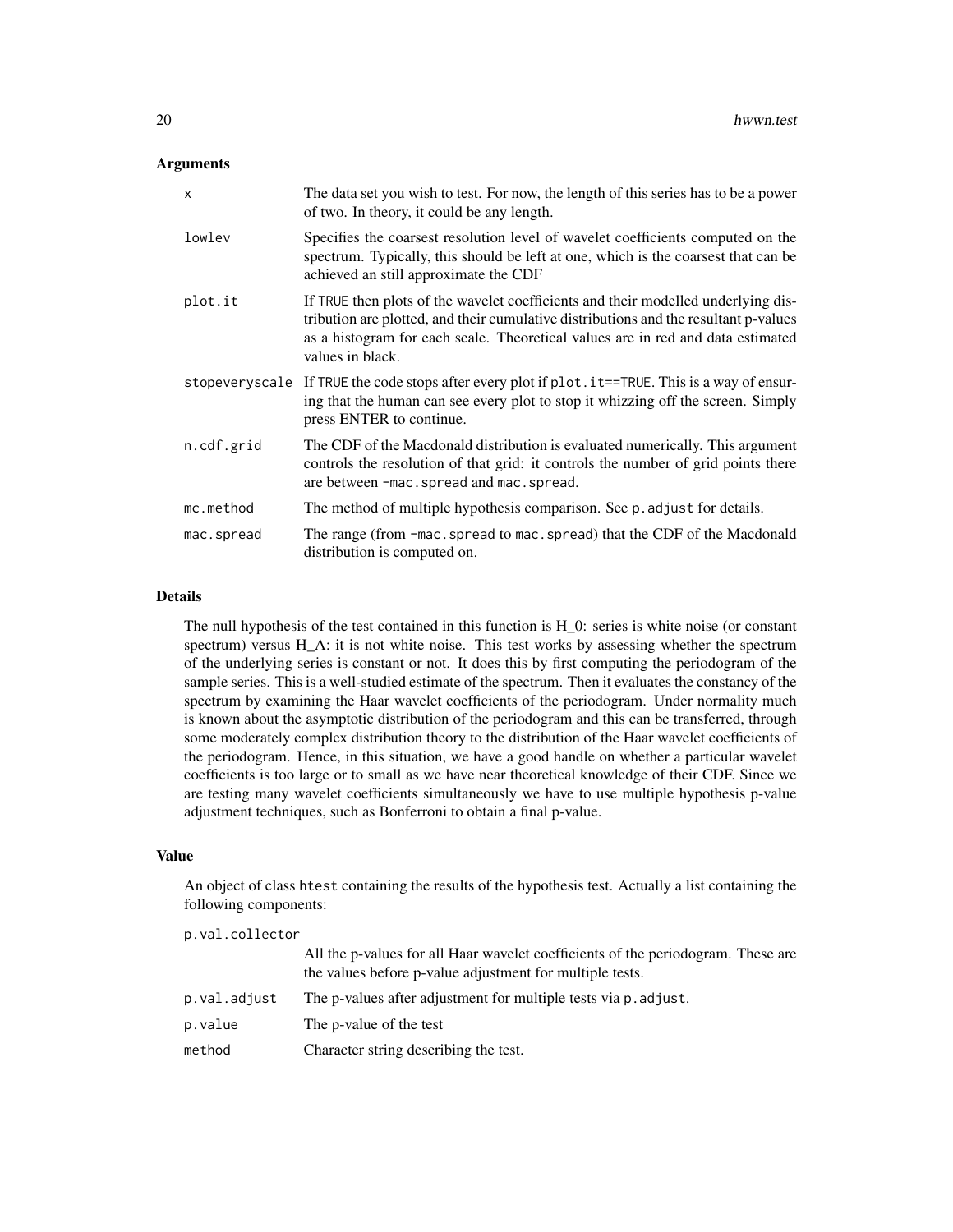## Arguments

| | |
|---|---|
| x | The data set you wish to test. For now, the length of this series has to be a power of two. In theory, it could be any length. |
| lowlev | Specifies the coarsest resolution level of wavelet coefficients computed on the spectrum. Typically, this should be left at one, which is the coarsest that can be achieved an still approximate the CDF |
| plot.it | If TRUE then plots of the wavelet coefficients and their modelled underlying distribution are plotted, and their cumulative distributions and the resultant p-values as a histogram for each scale. Theoretical values are in red and data estimated values in black. |
| stopeveryscale | If TRUE the code stops after every plot if plot.it==TRUE. This is a way of ensuring that the human can see every plot to stop it whizzing off the screen. Simply press ENTER to continue. |
| n.cdf.grid | The CDF of the Macdonald distribution is evaluated numerically. This argument controls the resolution of that grid: it controls the number of grid points there are between -mac.spread and mac.spread. |
| mc.method | The method of multiple hypothesis comparison. See p.adjust for details. |
| mac.spread | The range (from -mac.spread to mac.spread) that the CDF of the Macdonald distribution is computed on. |

## Details

The null hypothesis of the test contained in this function is H_0: series is white noise (or constant spectrum) versus H_A: it is not white noise. This test works by assessing whether the spectrum of the underlying series is constant or not. It does this by first computing the periodogram of the sample series. This is a well-studied estimate of the spectrum. Then it evaluates the constancy of the spectrum by examining the Haar wavelet coefficients of the periodogram. Under normality much is known about the asymptotic distribution of the periodogram and this can be transferred, through some moderately complex distribution theory to the distribution of the Haar wavelet coefficients of the periodogram. Hence, in this situation, we have a good handle on whether a particular wavelet coefficients is too large or to small as we have near theoretical knowledge of their CDF. Since we are testing many wavelet coefficients simultaneously we have to use multiple hypothesis p-value adjustment techniques, such as Bonferroni to obtain a final p-value.

## Value

An object of class htest containing the results of the hypothesis test. Actually a list containing the following components:

| | |
|---|---|
| p.val.collector | All the p-values for all Haar wavelet coefficients of the periodogram. These are the values before p-value adjustment for multiple tests. |
| p.val.adjust | The p-values after adjustment for multiple tests via p.adjust. |
| p.value | The p-value of the test |
| method | Character string describing the test. |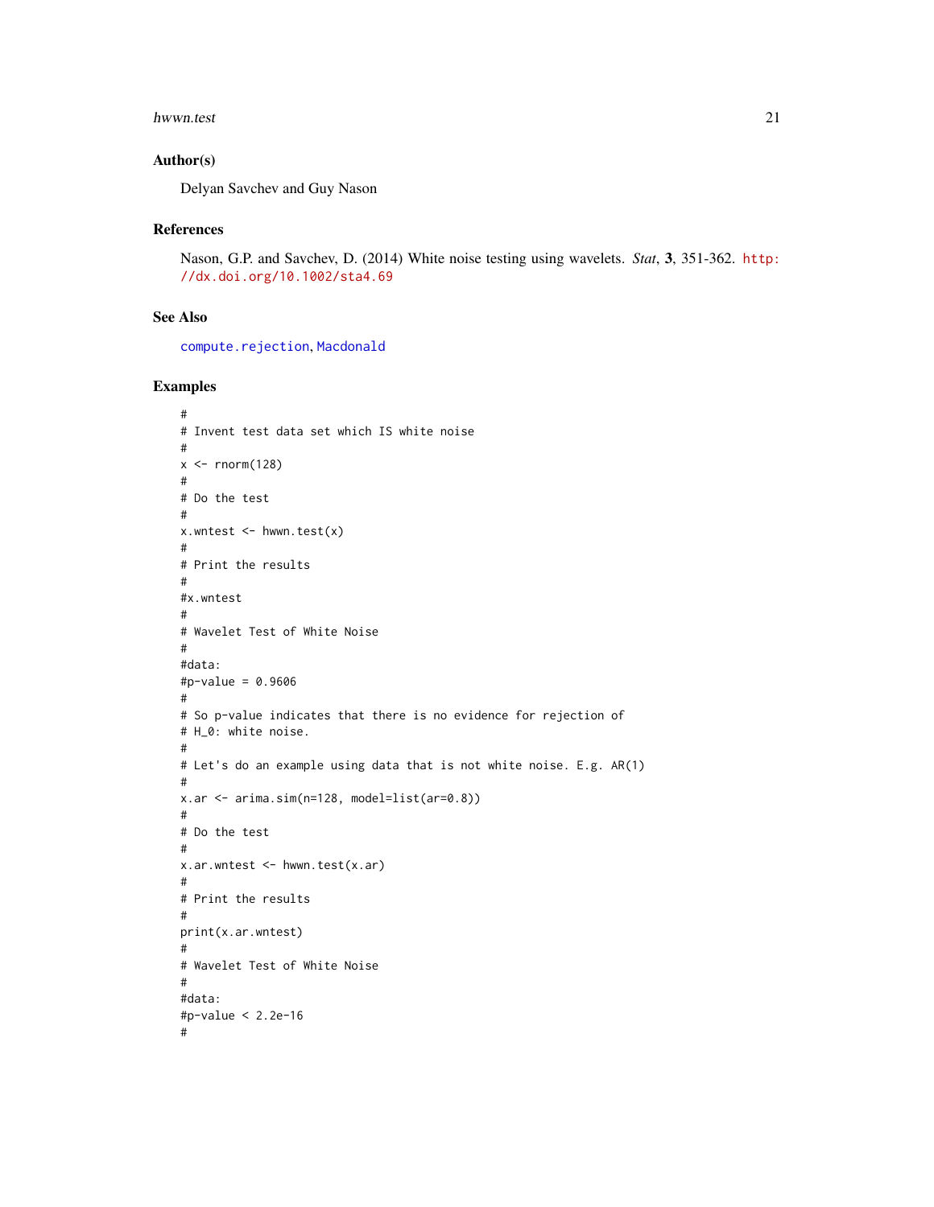## Author(s)

Delyan Savchev and Guy Nason

## References

Nason, G.P. and Savchev, D. (2014) White noise testing using wavelets. *Stat*, **3**, 351-362. http://dx.doi.org/10.1002/sta4.69

## See Also

compute.rejection, Macdonald

## Examples

```
#
# Invent test data set which IS white noise
#
x <- rnorm(128)
#
# Do the test
#
x.wntest <- hwwn.test(x)
#
# Print the results
#
#x.wntest
#
# Wavelet Test of White Noise
#
#data:
#p-value = 0.9606
#
# So p-value indicates that there is no evidence for rejection of
# H_0: white noise.
#
# Let's do an example using data that is not white noise. E.g. AR(1)
#
x.ar <- arima.sim(n=128, model=list(ar=0.8))
#
# Do the test
#
x.ar.wntest <- hwwn.test(x.ar)
#
# Print the results
#
print(x.ar.wntest)
#
# Wavelet Test of White Noise
#
#data:
#p-value < 2.2e-16
#
```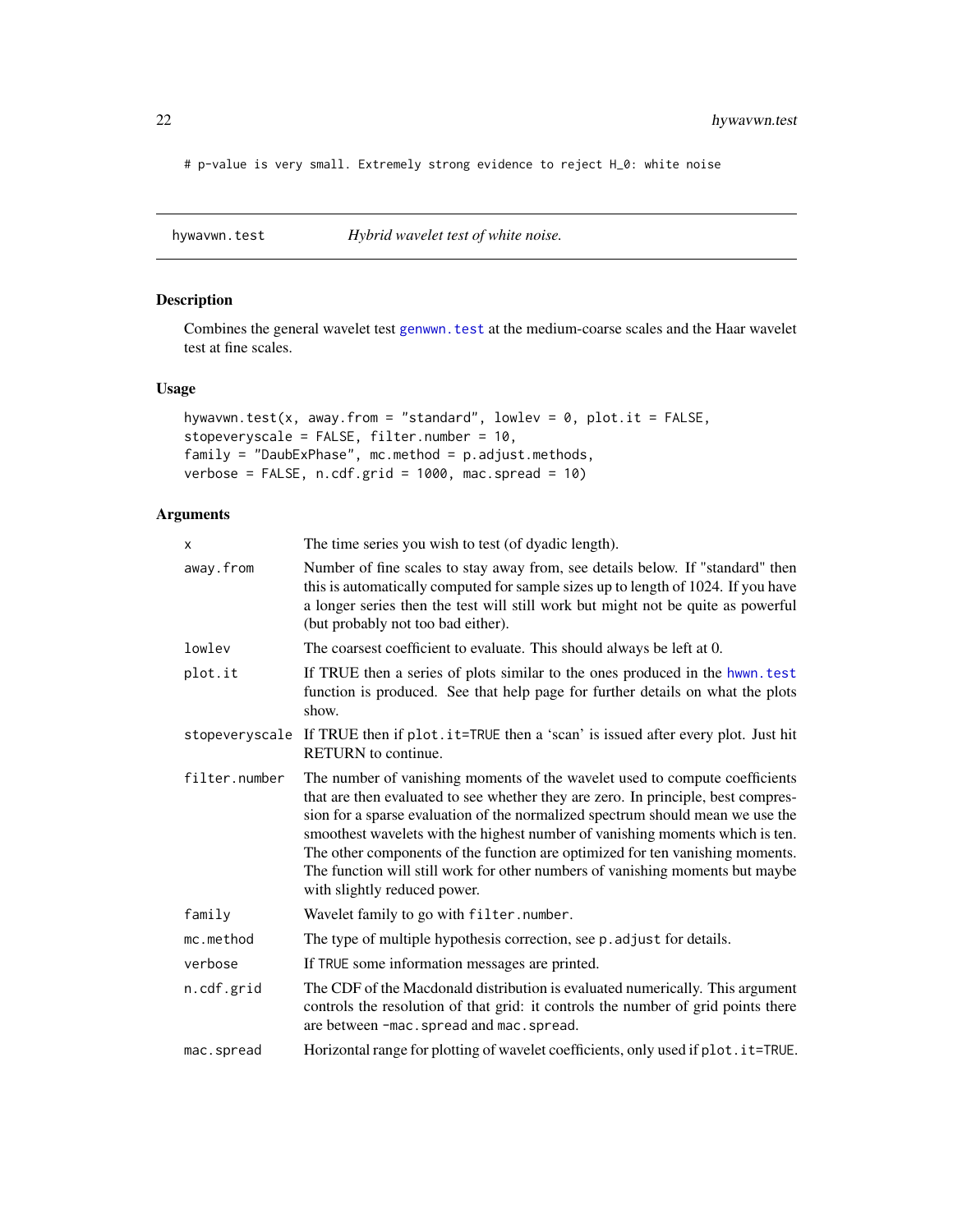```
# p-value is very small. Extremely strong evidence to reject H_0: white noise
```

## hywavwn.test — *Hybrid wavelet test of white noise.*

### Description

Combines the general wavelet test genwwn.test at the medium-coarse scales and the Haar wavelet test at fine scales.

### Usage

```
hywavwn.test(x, away.from = "standard", lowlev = 0, plot.it = FALSE,
stopeveryscale = FALSE, filter.number = 10,
family = "DaubExPhase", mc.method = p.adjust.methods,
verbose = FALSE, n.cdf.grid = 1000, mac.spread = 10)
```

### Arguments

| Argument | Description |
|---|---|
| x | The time series you wish to test (of dyadic length). |
| away.from | Number of fine scales to stay away from, see details below. If "standard" then this is automatically computed for sample sizes up to length of 1024. If you have a longer series then the test will still work but might not be quite as powerful (but probably not too bad either). |
| lowlev | The coarsest coefficient to evaluate. This should always be left at 0. |
| plot.it | If TRUE then a series of plots similar to the ones produced in the hwwn.test function is produced. See that help page for further details on what the plots show. |
| stopeveryscale | If TRUE then if plot.it=TRUE then a 'scan' is issued after every plot. Just hit RETURN to continue. |
| filter.number | The number of vanishing moments of the wavelet used to compute coefficients that are then evaluated to see whether they are zero. In principle, best compression for a sparse evaluation of the normalized spectrum should mean we use the smoothest wavelets with the highest number of vanishing moments which is ten. The other components of the function are optimized for ten vanishing moments. The function will still work for other numbers of vanishing moments but maybe with slightly reduced power. |
| family | Wavelet family to go with filter.number. |
| mc.method | The type of multiple hypothesis correction, see p.adjust for details. |
| verbose | If TRUE some information messages are printed. |
| n.cdf.grid | The CDF of the Macdonald distribution is evaluated numerically. This argument controls the resolution of that grid: it controls the number of grid points there are between -mac.spread and mac.spread. |
| mac.spread | Horizontal range for plotting of wavelet coefficients, only used if plot.it=TRUE. |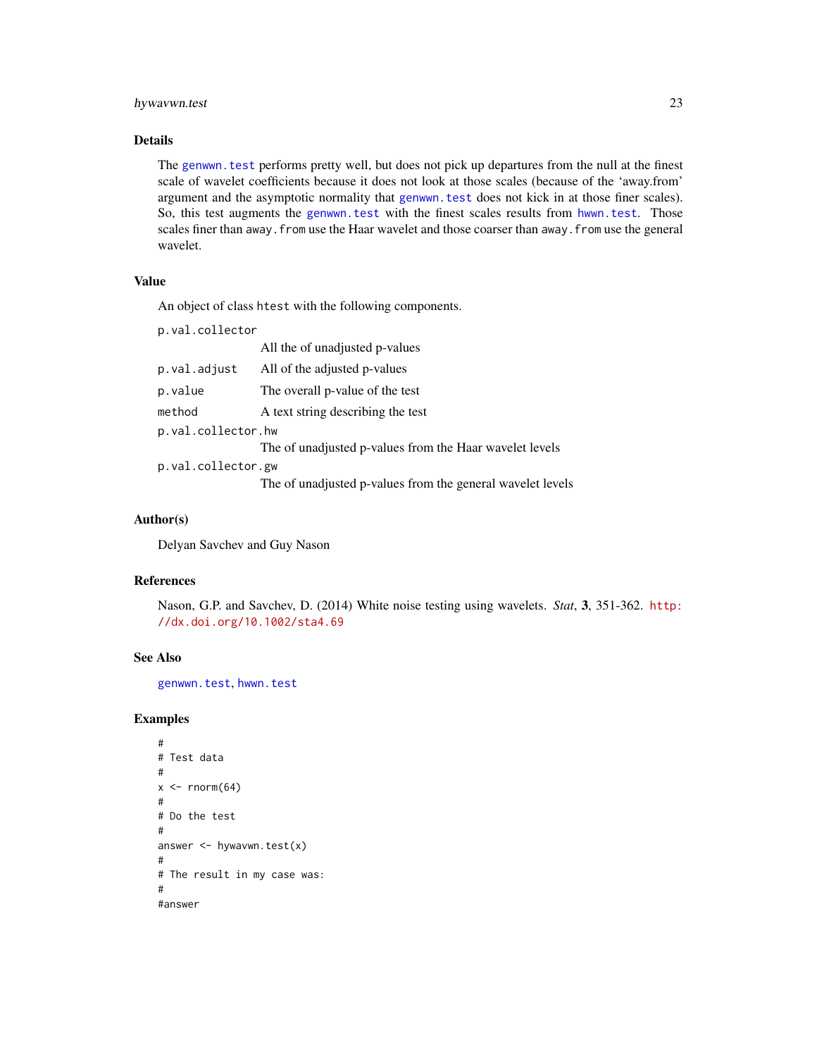### Details

The `genwwn.test` performs pretty well, but does not pick up departures from the null at the finest scale of wavelet coefficients because it does not look at those scales (because of the 'away.from' argument and the asymptotic normality that `genwwn.test` does not kick in at those finer scales). So, this test augments the `genwwn.test` with the finest scales results from `hwwn.test`. Those scales finer than `away.from` use the Haar wavelet and those coarser than `away.from` use the general wavelet.

### Value

An object of class `htest` with the following components.

| | |
|---|---|
| `p.val.collector` | All the of unadjusted p-values |
| `p.val.adjust` | All of the adjusted p-values |
| `p.value` | The overall p-value of the test |
| `method` | A text string describing the test |
| `p.val.collector.hw` | The of unadjusted p-values from the Haar wavelet levels |
| `p.val.collector.gw` | The of unadjusted p-values from the general wavelet levels |

### Author(s)

Delyan Savchev and Guy Nason

### References

Nason, G.P. and Savchev, D. (2014) White noise testing using wavelets. *Stat*, **3**, 351-362. http://dx.doi.org/10.1002/sta4.69

### See Also

`genwwn.test`, `hwwn.test`

### Examples

```
#
# Test data
#
x <- rnorm(64)
#
# Do the test
#
answer <- hywavwn.test(x)
#
# The result in my case was:
#
#answer
```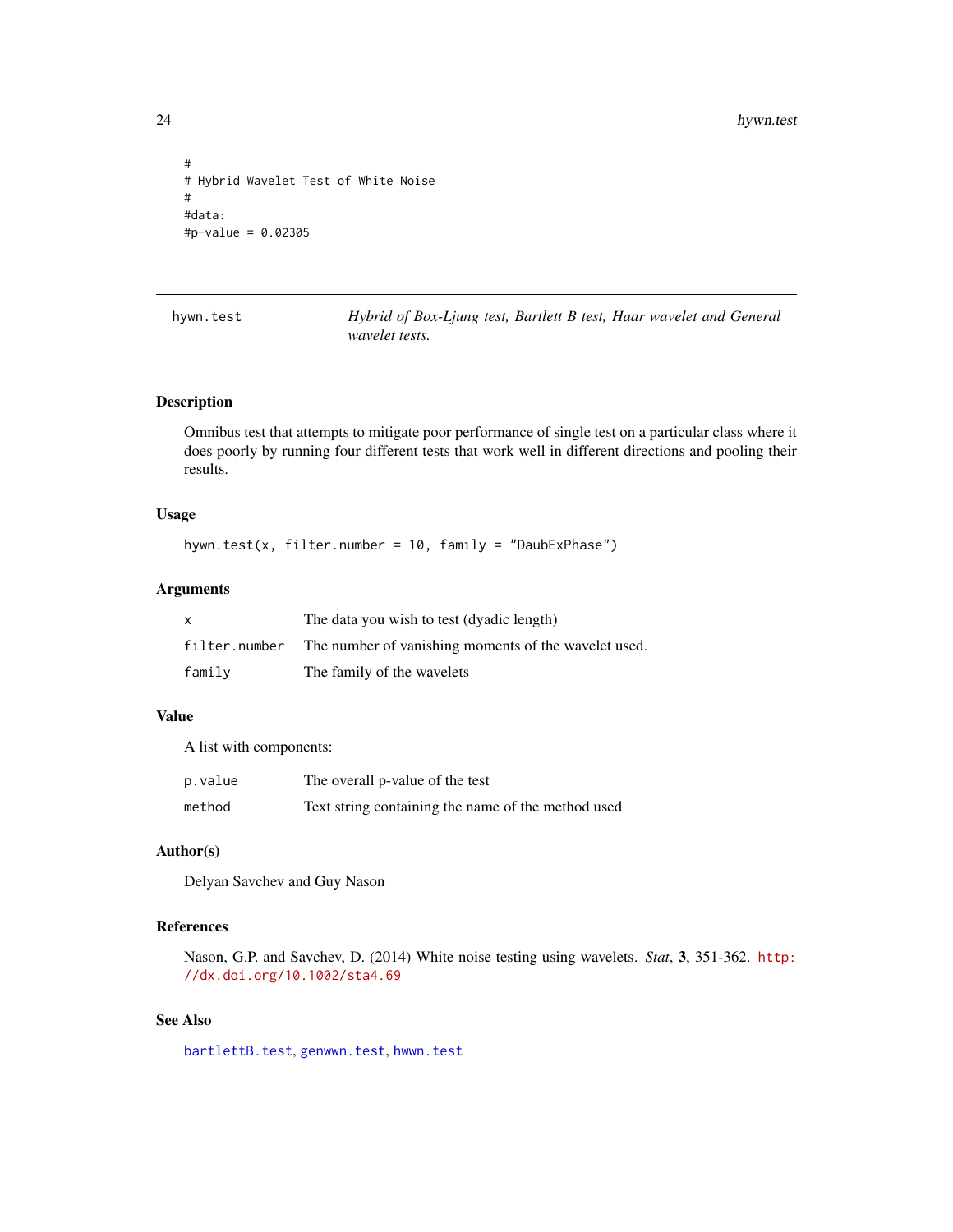```
#
# Hybrid Wavelet Test of White Noise
#
#data:
#p-value = 0.02305
```

## hywn.test — *Hybrid of Box-Ljung test, Bartlett B test, Haar wavelet and General wavelet tests.*

### Description

Omnibus test that attempts to mitigate poor performance of single test on a particular class where it does poorly by running four different tests that work well in different directions and pooling their results.

### Usage

```
hywn.test(x, filter.number = 10, family = "DaubExPhase")
```

### Arguments

| | |
|---|---|
| `x` | The data you wish to test (dyadic length) |
| `filter.number` | The number of vanishing moments of the wavelet used. |
| `family` | The family of the wavelets |

### Value

A list with components:

| | |
|---|---|
| `p.value` | The overall p-value of the test |
| `method` | Text string containing the name of the method used |

### Author(s)

Delyan Savchev and Guy Nason

### References

Nason, G.P. and Savchev, D. (2014) White noise testing using wavelets. *Stat*, **3**, 351-362. http://dx.doi.org/10.1002/sta4.69

### See Also

`bartlettB.test`, `genwwn.test`, `hwwn.test`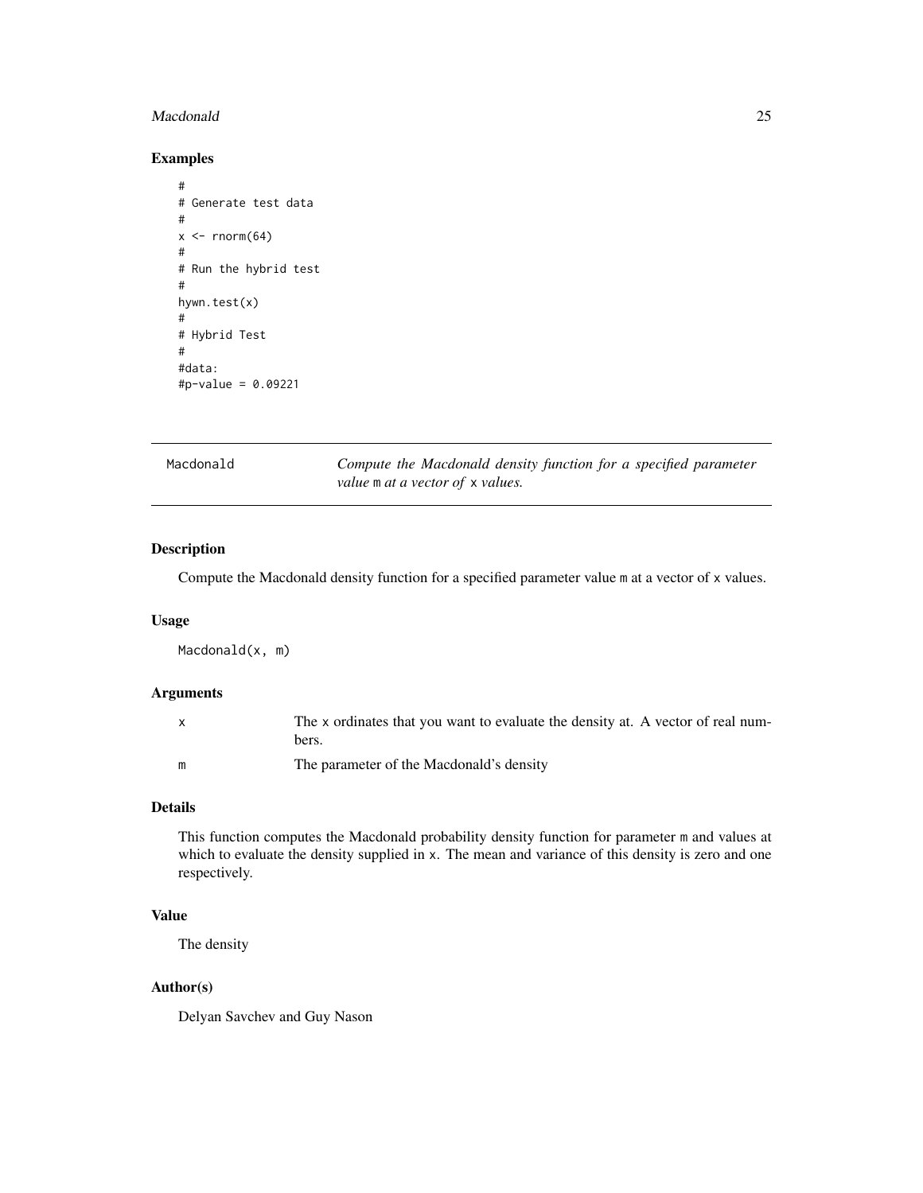## Examples

```
#
# Generate test data
#
x <- rnorm(64)
#
# Run the hybrid test
#
hywn.test(x)
#
# Hybrid Test
#
#data:
#p-value = 0.09221
```

---

## Macdonald — *Compute the Macdonald density function for a specified parameter value* m *at a vector of* x *values.*

---

### Description

Compute the Macdonald density function for a specified parameter value m at a vector of x values.

### Usage

```
Macdonald(x, m)
```

### Arguments

| | |
|---|---|
| x | The x ordinates that you want to evaluate the density at. A vector of real numbers. |
| m | The parameter of the Macdonald's density |

### Details

This function computes the Macdonald probability density function for parameter m and values at which to evaluate the density supplied in x. The mean and variance of this density is zero and one respectively.

### Value

The density

### Author(s)

Delyan Savchev and Guy Nason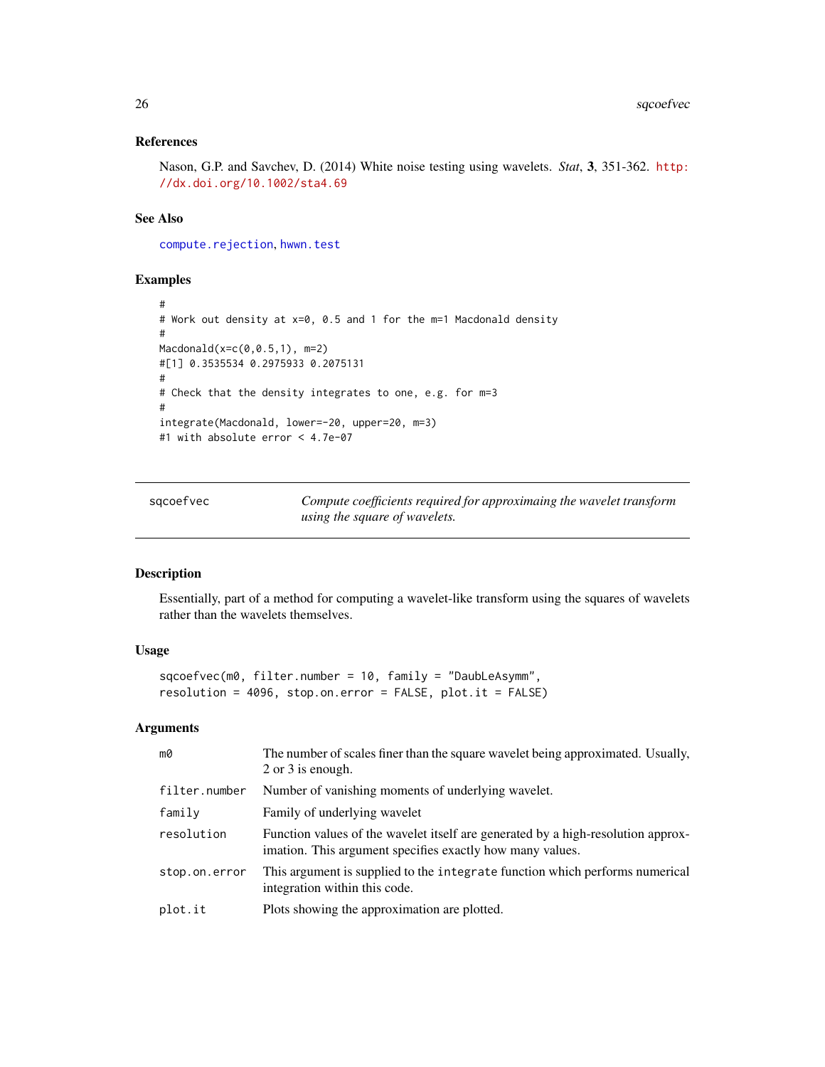### References

Nason, G.P. and Savchev, D. (2014) White noise testing using wavelets. *Stat*, **3**, 351-362. http://dx.doi.org/10.1002/sta4.69

### See Also

compute.rejection, hwwn.test

### Examples

```
#
# Work out density at x=0, 0.5 and 1 for the m=1 Macdonald density
#
Macdonald(x=c(0,0.5,1), m=2)
#[1] 0.3535534 0.2975933 0.2075131
#
# Check that the density integrates to one, e.g. for m=3
#
integrate(Macdonald, lower=-20, upper=20, m=3)
#1 with absolute error < 4.7e-07
```

---

## sqcoefvec

*Compute coefficients required for approximaing the wavelet transform using the square of wavelets.*

---

### Description

Essentially, part of a method for computing a wavelet-like transform using the squares of wavelets rather than the wavelets themselves.

### Usage

```
sqcoefvec(m0, filter.number = 10, family = "DaubLeAsymm",
resolution = 4096, stop.on.error = FALSE, plot.it = FALSE)
```

### Arguments

| | |
|---|---|
| m0 | The number of scales finer than the square wavelet being approximated. Usually, 2 or 3 is enough. |
| filter.number | Number of vanishing moments of underlying wavelet. |
| family | Family of underlying wavelet |
| resolution | Function values of the wavelet itself are generated by a high-resolution approximation. This argument specifies exactly how many values. |
| stop.on.error | This argument is supplied to the `integrate` function which performs numerical integration within this code. |
| plot.it | Plots showing the approximation are plotted. |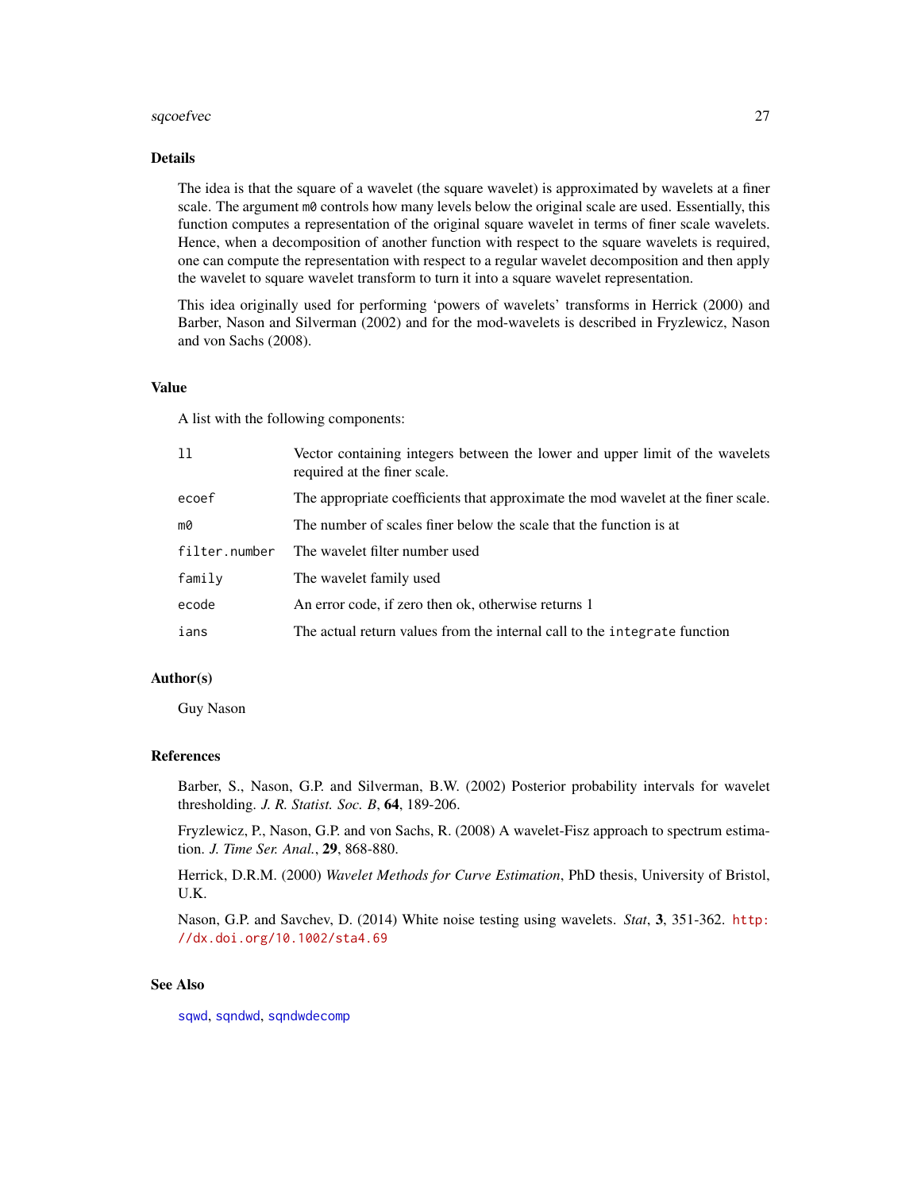## Details

The idea is that the square of a wavelet (the square wavelet) is approximated by wavelets at a finer scale. The argument `m0` controls how many levels below the original scale are used. Essentially, this function computes a representation of the original square wavelet in terms of finer scale wavelets. Hence, when a decomposition of another function with respect to the square wavelets is required, one can compute the representation with respect to a regular wavelet decomposition and then apply the wavelet to square wavelet transform to turn it into a square wavelet representation.

This idea originally used for performing 'powers of wavelets' transforms in Herrick (2000) and Barber, Nason and Silverman (2002) and for the mod-wavelets is described in Fryzlewicz, Nason and von Sachs (2008).

## Value

A list with the following components:

| | |
|---|---|
| `ll` | Vector containing integers between the lower and upper limit of the wavelets required at the finer scale. |
| `ecoef` | The appropriate coefficients that approximate the mod wavelet at the finer scale. |
| `m0` | The number of scales finer below the scale that the function is at |
| `filter.number` | The wavelet filter number used |
| `family` | The wavelet family used |
| `ecode` | An error code, if zero then ok, otherwise returns 1 |
| `ians` | The actual return values from the internal call to the `integrate` function |

## Author(s)

Guy Nason

## References

Barber, S., Nason, G.P. and Silverman, B.W. (2002) Posterior probability intervals for wavelet thresholding. *J. R. Statist. Soc. B*, **64**, 189-206.

Fryzlewicz, P., Nason, G.P. and von Sachs, R. (2008) A wavelet-Fisz approach to spectrum estimation. *J. Time Ser. Anal.*, **29**, 868-880.

Herrick, D.R.M. (2000) *Wavelet Methods for Curve Estimation*, PhD thesis, University of Bristol, U.K.

Nason, G.P. and Savchev, D. (2014) White noise testing using wavelets. *Stat*, **3**, 351-362. http://dx.doi.org/10.1002/sta4.69

## See Also

sqwd, sqndwd, sqndwdecomp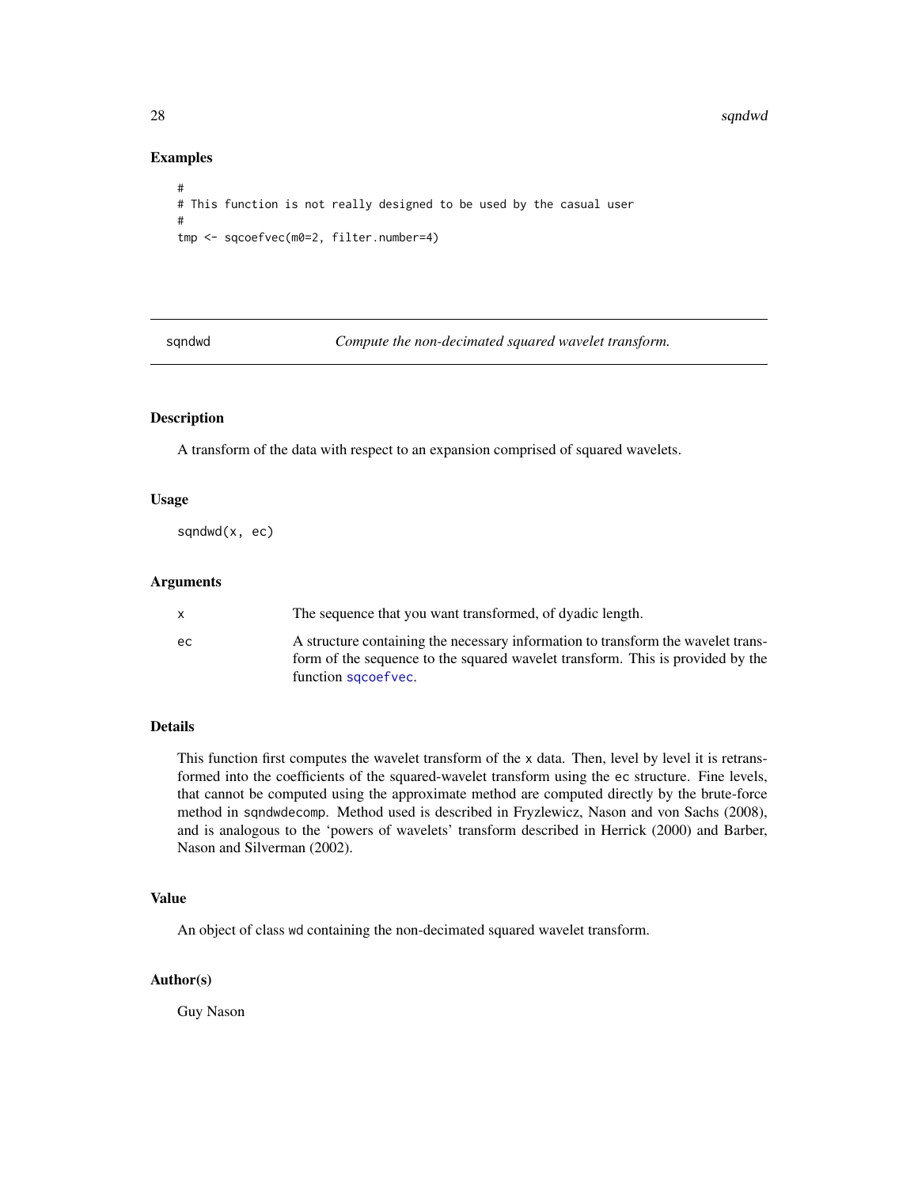## Examples

```
#
# This function is not really designed to be used by the casual user
#
tmp <- sqcoefvec(m0=2, filter.number=4)
```

---

sqndwd *Compute the non-decimated squared wavelet transform.*

---

## Description

A transform of the data with respect to an expansion comprised of squared wavelets.

## Usage

```
sqndwd(x, ec)
```

## Arguments

| | |
|---|---|
| x | The sequence that you want transformed, of dyadic length. |
| ec | A structure containing the necessary information to transform the wavelet transform of the sequence to the squared wavelet transform. This is provided by the function sqcoefvec. |

## Details

This function first computes the wavelet transform of the x data. Then, level by level it is retransformed into the coefficients of the squared-wavelet transform using the ec structure. Fine levels, that cannot be computed using the approximate method are computed directly by the brute-force method in sqndwdecomp. Method used is described in Fryzlewicz, Nason and von Sachs (2008), and is analogous to the 'powers of wavelets' transform described in Herrick (2000) and Barber, Nason and Silverman (2002).

## Value

An object of class wd containing the non-decimated squared wavelet transform.

## Author(s)

Guy Nason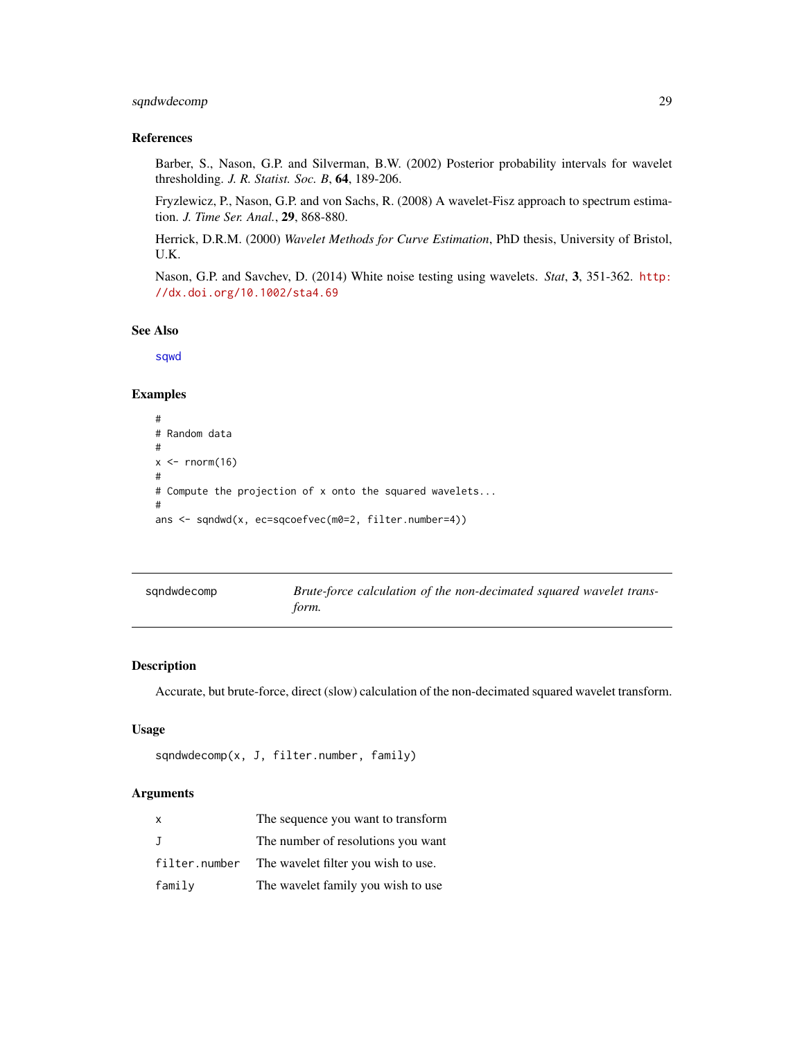### References

Barber, S., Nason, G.P. and Silverman, B.W. (2002) Posterior probability intervals for wavelet thresholding. *J. R. Statist. Soc. B*, **64**, 189-206.

Fryzlewicz, P., Nason, G.P. and von Sachs, R. (2008) A wavelet-Fisz approach to spectrum estimation. *J. Time Ser. Anal.*, **29**, 868-880.

Herrick, D.R.M. (2000) *Wavelet Methods for Curve Estimation*, PhD thesis, University of Bristol, U.K.

Nason, G.P. and Savchev, D. (2014) White noise testing using wavelets. *Stat*, **3**, 351-362. http://dx.doi.org/10.1002/sta4.69

### See Also

sqwd

### Examples

```
#
# Random data
#
x <- rnorm(16)
#
# Compute the projection of x onto the squared wavelets...
#
ans <- sqndwd(x, ec=sqcoefvec(m0=2, filter.number=4))
```

---

## sqndwdecomp — *Brute-force calculation of the non-decimated squared wavelet transform.*

---

### Description

Accurate, but brute-force, direct (slow) calculation of the non-decimated squared wavelet transform.

### Usage

```
sqndwdecomp(x, J, filter.number, family)
```

### Arguments

| | |
|---|---|
| x | The sequence you want to transform |
| J | The number of resolutions you want |
| filter.number | The wavelet filter you wish to use. |
| family | The wavelet family you wish to use |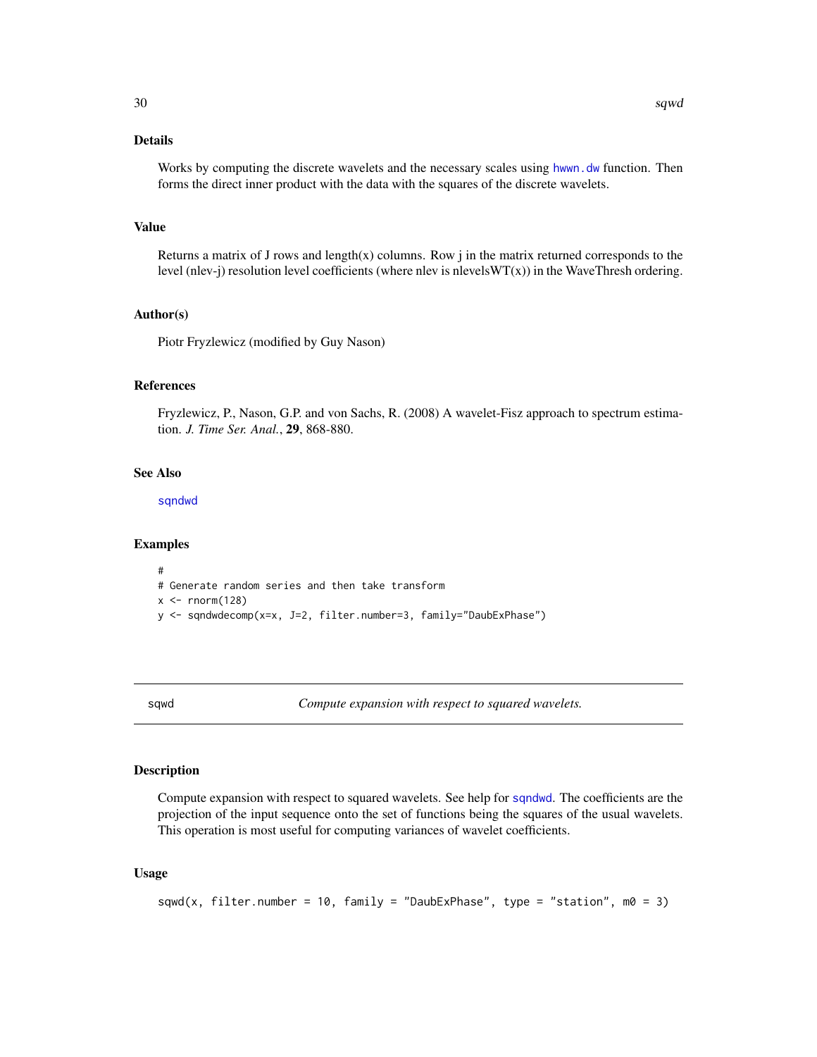## Details

Works by computing the discrete wavelets and the necessary scales using hwwn.dw function. Then forms the direct inner product with the data with the squares of the discrete wavelets.

## Value

Returns a matrix of J rows and length(x) columns. Row j in the matrix returned corresponds to the level (nlev-j) resolution level coefficients (where nlev is nlevelsWT(x)) in the WaveThresh ordering.

## Author(s)

Piotr Fryzlewicz (modified by Guy Nason)

## References

Fryzlewicz, P., Nason, G.P. and von Sachs, R. (2008) A wavelet-Fisz approach to spectrum estimation. *J. Time Ser. Anal.*, **29**, 868-880.

## See Also

sqndwd

## Examples

```
#
# Generate random series and then take transform
x <- rnorm(128)
y <- sqndwdecomp(x=x, J=2, filter.number=3, family="DaubExPhase")
```

---

# sqwd — *Compute expansion with respect to squared wavelets.*

## Description

Compute expansion with respect to squared wavelets. See help for sqndwd. The coefficients are the projection of the input sequence onto the set of functions being the squares of the usual wavelets. This operation is most useful for computing variances of wavelet coefficients.

## Usage

```
sqwd(x, filter.number = 10, family = "DaubExPhase", type = "station", m0 = 3)
```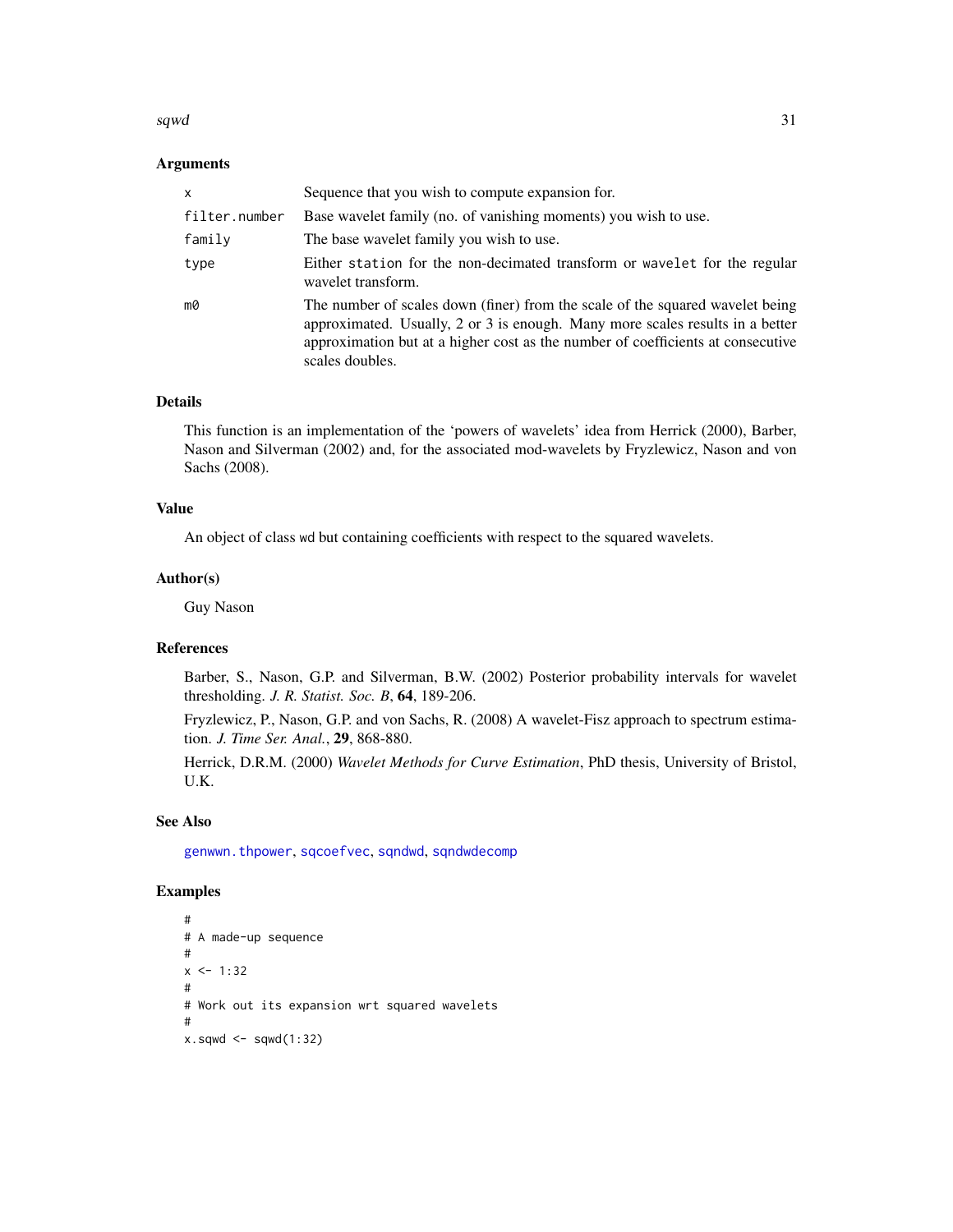## Arguments

| | |
|---|---|
| x | Sequence that you wish to compute expansion for. |
| filter.number | Base wavelet family (no. of vanishing moments) you wish to use. |
| family | The base wavelet family you wish to use. |
| type | Either station for the non-decimated transform or wavelet for the regular wavelet transform. |
| m0 | The number of scales down (finer) from the scale of the squared wavelet being approximated. Usually, 2 or 3 is enough. Many more scales results in a better approximation but at a higher cost as the number of coefficients at consecutive scales doubles. |

## Details

This function is an implementation of the 'powers of wavelets' idea from Herrick (2000), Barber, Nason and Silverman (2002) and, for the associated mod-wavelets by Fryzlewicz, Nason and von Sachs (2008).

## Value

An object of class wd but containing coefficients with respect to the squared wavelets.

## Author(s)

Guy Nason

## References

Barber, S., Nason, G.P. and Silverman, B.W. (2002) Posterior probability intervals for wavelet thresholding. *J. R. Statist. Soc. B*, **64**, 189-206.

Fryzlewicz, P., Nason, G.P. and von Sachs, R. (2008) A wavelet-Fisz approach to spectrum estimation. *J. Time Ser. Anal.*, **29**, 868-880.

Herrick, D.R.M. (2000) *Wavelet Methods for Curve Estimation*, PhD thesis, University of Bristol, U.K.

## See Also

genwwn.thpower, sqcoefvec, sqndwd, sqndwdecomp

## Examples

```
#
# A made-up sequence
#
x <- 1:32
#
# Work out its expansion wrt squared wavelets
#
x.sqwd <- sqwd(1:32)
```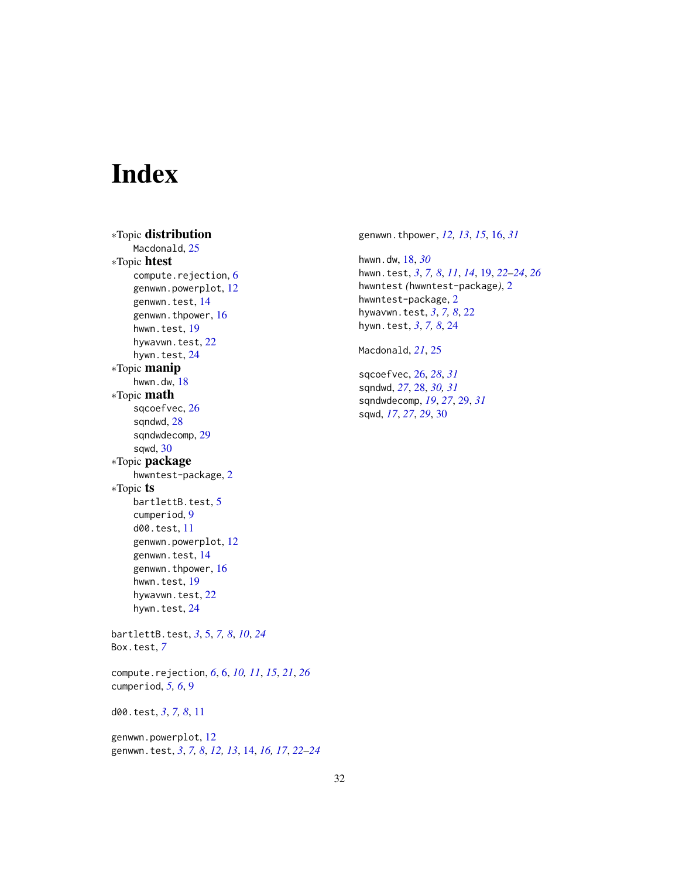# Index

∗Topic **distribution**
- Macdonald, 25

∗Topic **htest**
- compute.rejection, 6
- genwwn.powerplot, 12
- genwwn.test, 14
- genwwn.thpower, 16
- hwwn.test, 19
- hywavwn.test, 22
- hywn.test, 24

∗Topic **manip**
- hwwn.dw, 18

∗Topic **math**
- sqcoefvec, 26
- sqndwd, 28
- sqndwdecomp, 29
- sqwd, 30

∗Topic **package**
- hwwntest-package, 2

∗Topic **ts**
- bartlettB.test, 5
- cumperiod, 9
- d00.test, 11
- genwwn.powerplot, 12
- genwwn.test, 14
- genwwn.thpower, 16
- hwwn.test, 19
- hywavwn.test, 22
- hywn.test, 24

bartlettB.test, *3*, 5, *7, 8*, *10*, *24*
Box.test, *7*

compute.rejection, *6*, 6, *10, 11*, *15*, *21*, *26*
cumperiod, *5, 6*, 9

d00.test, *3*, *7, 8*, 11

genwwn.powerplot, 12
genwwn.test, *3*, *7, 8*, *12, 13*, 14, *16, 17*, *22–24*
genwwn.thpower, *12, 13*, *15*, 16, *31*

hwwn.dw, 18, *30*
hwwn.test, *3*, *7, 8*, *11*, *14*, 19, *22–24*, *26*
hwwntest *(hwwntest-package)*, 2
hwwntest-package, 2
hywavwn.test, *3*, *7, 8*, 22
hywn.test, *3*, *7, 8*, 24

Macdonald, *21*, 25

sqcoefvec, 26, *28*, *31*
sqndwd, *27*, 28, *30, 31*
sqndwdecomp, *19*, *27*, 29, *31*
sqwd, *17*, *27*, *29*, 30